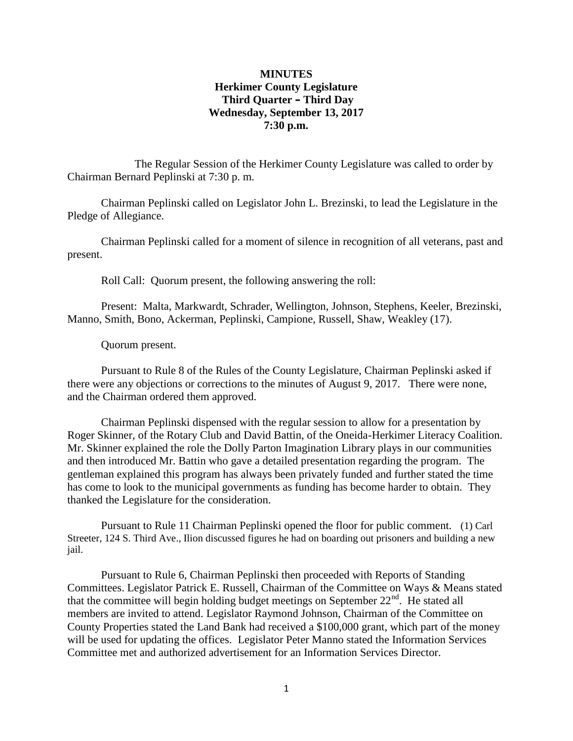**MINUTES**
**Herkimer County Legislature**
**Third Quarter – Third Day**
**Wednesday, September 13, 2017**
**7:30 p.m.**

The Regular Session of the Herkimer County Legislature was called to order by Chairman Bernard Peplinski at 7:30 p. m.

Chairman Peplinski called on Legislator John L. Brezinski, to lead the Legislature in the Pledge of Allegiance.

Chairman Peplinski called for a moment of silence in recognition of all veterans, past and present.

Roll Call: Quorum present, the following answering the roll:

Present: Malta, Markwardt, Schrader, Wellington, Johnson, Stephens, Keeler, Brezinski, Manno, Smith, Bono, Ackerman, Peplinski, Campione, Russell, Shaw, Weakley (17).

Quorum present.

Pursuant to Rule 8 of the Rules of the County Legislature, Chairman Peplinski asked if there were any objections or corrections to the minutes of August 9, 2017. There were none, and the Chairman ordered them approved.

Chairman Peplinski dispensed with the regular session to allow for a presentation by Roger Skinner, of the Rotary Club and David Battin, of the Oneida-Herkimer Literacy Coalition. Mr. Skinner explained the role the Dolly Parton Imagination Library plays in our communities and then introduced Mr. Battin who gave a detailed presentation regarding the program. The gentleman explained this program has always been privately funded and further stated the time has come to look to the municipal governments as funding has become harder to obtain. They thanked the Legislature for the consideration.

Pursuant to Rule 11 Chairman Peplinski opened the floor for public comment. (1) Carl Streeter, 124 S. Third Ave., Ilion discussed figures he had on boarding out prisoners and building a new jail.

Pursuant to Rule 6, Chairman Peplinski then proceeded with Reports of Standing Committees. Legislator Patrick E. Russell, Chairman of the Committee on Ways & Means stated that the committee will begin holding budget meetings on September 22nd. He stated all members are invited to attend. Legislator Raymond Johnson, Chairman of the Committee on County Properties stated the Land Bank had received a $100,000 grant, which part of the money will be used for updating the offices. Legislator Peter Manno stated the Information Services Committee met and authorized advertisement for an Information Services Director.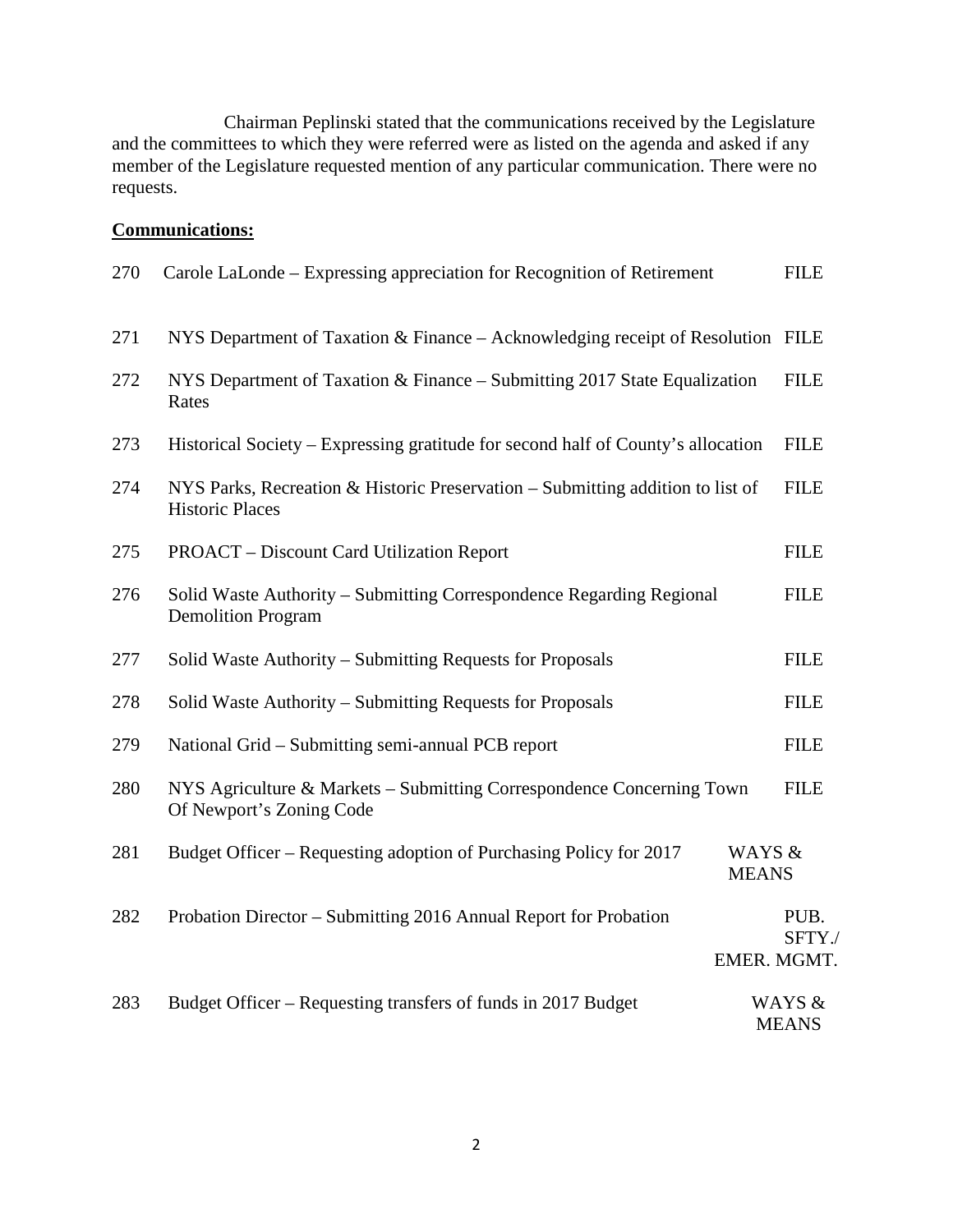Chairman Peplinski stated that the communications received by the Legislature and the committees to which they were referred were as listed on the agenda and asked if any member of the Legislature requested mention of any particular communication. There were no requests.

**Communications:**

| | | |
|---|---|---|
| 270 | Carole LaLonde – Expressing appreciation for Recognition of Retirement | FILE |
| 271 | NYS Department of Taxation & Finance – Acknowledging receipt of Resolution | FILE |
| 272 | NYS Department of Taxation & Finance – Submitting 2017 State Equalization Rates | FILE |
| 273 | Historical Society – Expressing gratitude for second half of County's allocation | FILE |
| 274 | NYS Parks, Recreation & Historic Preservation – Submitting addition to list of Historic Places | FILE |
| 275 | PROACT – Discount Card Utilization Report | FILE |
| 276 | Solid Waste Authority – Submitting Correspondence Regarding Regional Demolition Program | FILE |
| 277 | Solid Waste Authority – Submitting Requests for Proposals | FILE |
| 278 | Solid Waste Authority – Submitting Requests for Proposals | FILE |
| 279 | National Grid – Submitting semi-annual PCB report | FILE |
| 280 | NYS Agriculture & Markets – Submitting Correspondence Concerning Town Of Newport's Zoning Code | FILE |
| 281 | Budget Officer – Requesting adoption of Purchasing Policy for 2017 | WAYS & MEANS |
| 282 | Probation Director – Submitting 2016 Annual Report for Probation | PUB. SFTY./ EMER. MGMT. |
| 283 | Budget Officer – Requesting transfers of funds in 2017 Budget | WAYS & MEANS |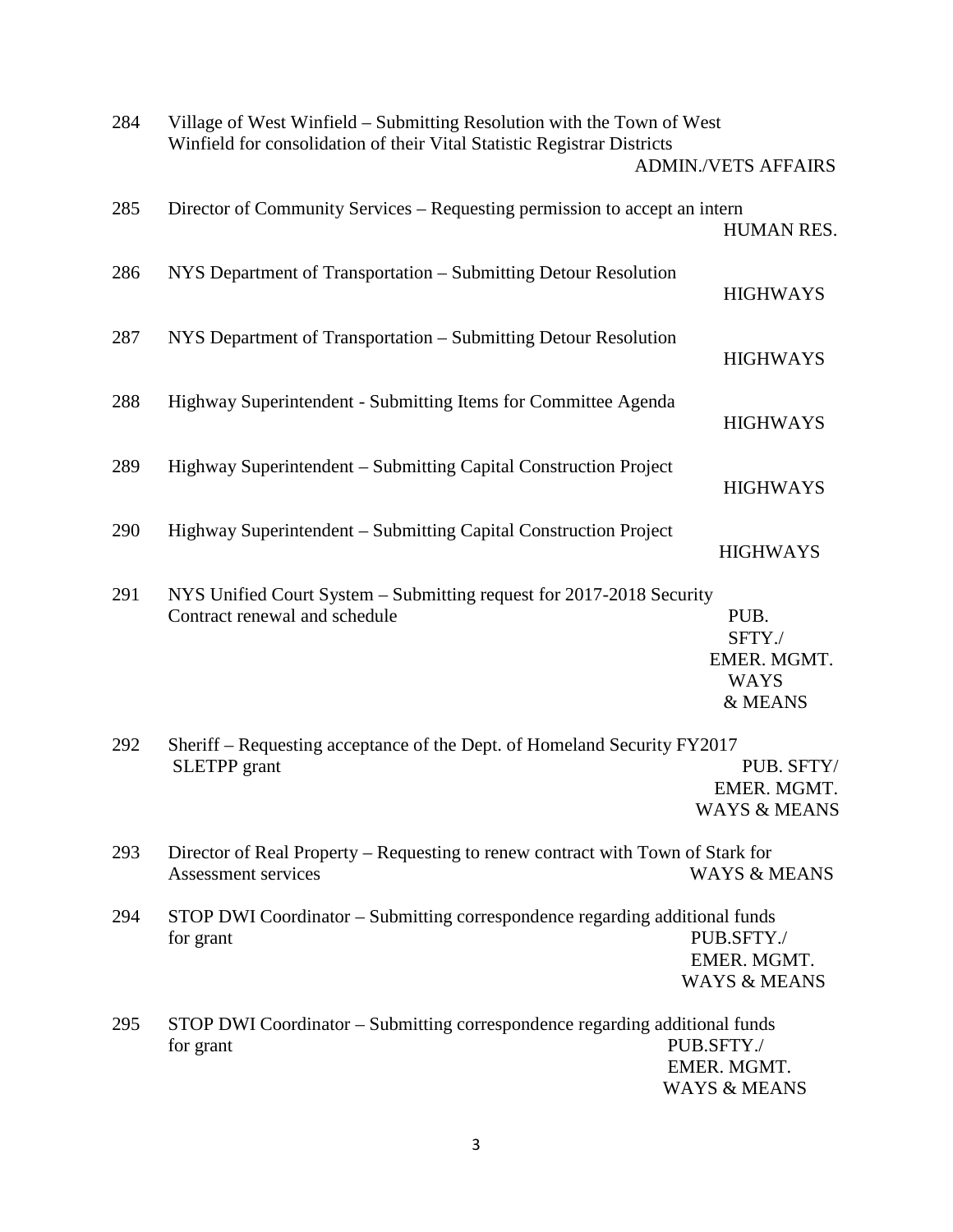| No. | Item | Committee |
|---|---|---|
| 284 | Village of West Winfield – Submitting Resolution with the Town of West Winfield for consolidation of their Vital Statistic Registrar Districts | ADMIN./VETS AFFAIRS |
| 285 | Director of Community Services – Requesting permission to accept an intern | HUMAN RES. |
| 286 | NYS Department of Transportation – Submitting Detour Resolution | HIGHWAYS |
| 287 | NYS Department of Transportation – Submitting Detour Resolution | HIGHWAYS |
| 288 | Highway Superintendent - Submitting Items for Committee Agenda | HIGHWAYS |
| 289 | Highway Superintendent – Submitting Capital Construction Project | HIGHWAYS |
| 290 | Highway Superintendent – Submitting Capital Construction Project | HIGHWAYS |
| 291 | NYS Unified Court System – Submitting request for 2017-2018 Security Contract renewal and schedule | PUB. SFTY./ EMER. MGMT. WAYS & MEANS |
| 292 | Sheriff – Requesting acceptance of the Dept. of Homeland Security FY2017 SLETPP grant | PUB. SFTY/ EMER. MGMT. WAYS & MEANS |
| 293 | Director of Real Property – Requesting to renew contract with Town of Stark for Assessment services | WAYS & MEANS |
| 294 | STOP DWI Coordinator – Submitting correspondence regarding additional funds for grant | PUB.SFTY./ EMER. MGMT. WAYS & MEANS |
| 295 | STOP DWI Coordinator – Submitting correspondence regarding additional funds for grant | PUB.SFTY./ EMER. MGMT. WAYS & MEANS |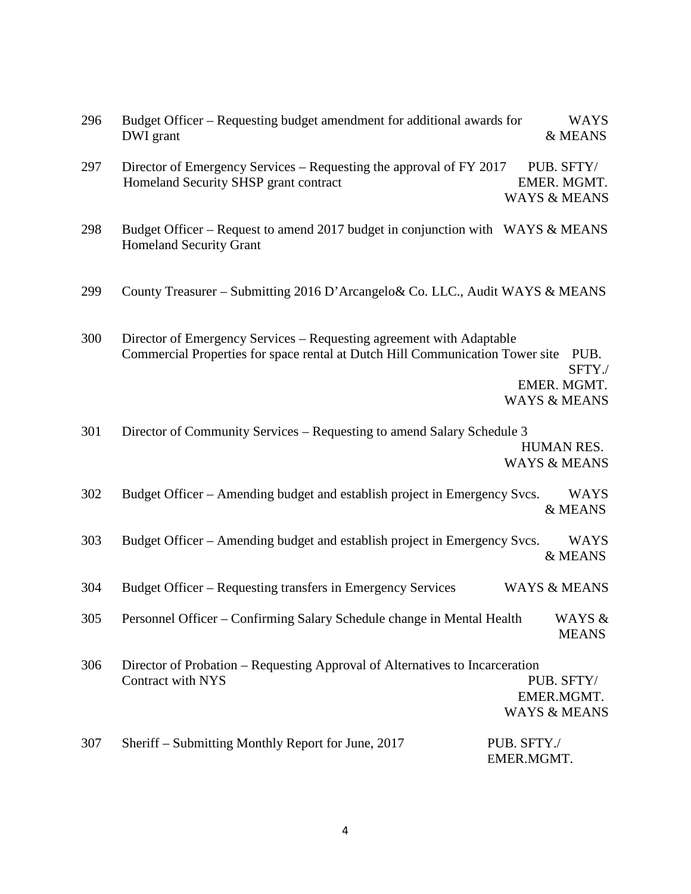| | | |
|---|---|---|
| 296 | Budget Officer – Requesting budget amendment for additional awards for DWI grant | WAYS & MEANS |
| 297 | Director of Emergency Services – Requesting the approval of FY 2017 Homeland Security SHSP grant contract | PUB. SFTY/ EMER. MGMT. WAYS & MEANS |
| 298 | Budget Officer – Request to amend 2017 budget in conjunction with Homeland Security Grant | WAYS & MEANS |
| 299 | County Treasurer – Submitting 2016 D'Arcangelo& Co. LLC., Audit | WAYS & MEANS |
| 300 | Director of Emergency Services – Requesting agreement with Adaptable Commercial Properties for space rental at Dutch Hill Communication Tower site | PUB. SFTY./ EMER. MGMT. WAYS & MEANS |
| 301 | Director of Community Services – Requesting to amend Salary Schedule 3 | HUMAN RES. WAYS & MEANS |
| 302 | Budget Officer – Amending budget and establish project in Emergency Svcs. | WAYS & MEANS |
| 303 | Budget Officer – Amending budget and establish project in Emergency Svcs. | WAYS & MEANS |
| 304 | Budget Officer – Requesting transfers in Emergency Services | WAYS & MEANS |
| 305 | Personnel Officer – Confirming Salary Schedule change in Mental Health | WAYS & MEANS |
| 306 | Director of Probation – Requesting Approval of Alternatives to Incarceration Contract with NYS | PUB. SFTY/ EMER.MGMT. WAYS & MEANS |
| 307 | Sheriff – Submitting Monthly Report for June, 2017 | PUB. SFTY./ EMER.MGMT. |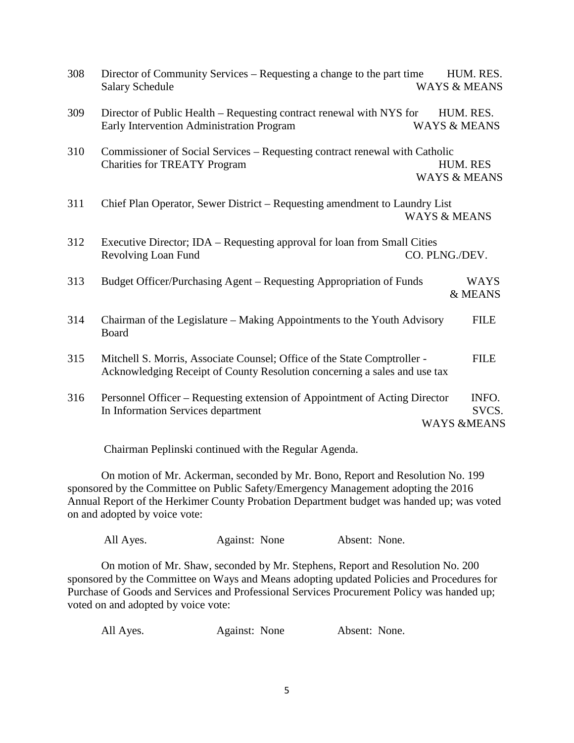| | | |
|---|---|---|
| 308 | Director of Community Services – Requesting a change to the part time Salary Schedule | HUM. RES. WAYS & MEANS |
| 309 | Director of Public Health – Requesting contract renewal with NYS for Early Intervention Administration Program | HUM. RES. WAYS & MEANS |
| 310 | Commissioner of Social Services – Requesting contract renewal with Catholic Charities for TREATY Program | HUM. RES WAYS & MEANS |
| 311 | Chief Plan Operator, Sewer District – Requesting amendment to Laundry List | WAYS & MEANS |
| 312 | Executive Director; IDA – Requesting approval for loan from Small Cities Revolving Loan Fund | CO. PLNG./DEV. |
| 313 | Budget Officer/Purchasing Agent – Requesting Appropriation of Funds | WAYS & MEANS |
| 314 | Chairman of the Legislature – Making Appointments to the Youth Advisory Board | FILE |
| 315 | Mitchell S. Morris, Associate Counsel; Office of the State Comptroller - Acknowledging Receipt of County Resolution concerning a sales and use tax | FILE |
| 316 | Personnel Officer – Requesting extension of Appointment of Acting Director In Information Services department | INFO. SVCS. WAYS &MEANS |

Chairman Peplinski continued with the Regular Agenda.

On motion of Mr. Ackerman, seconded by Mr. Bono, Report and Resolution No. 199 sponsored by the Committee on Public Safety/Emergency Management adopting the 2016 Annual Report of the Herkimer County Probation Department budget was handed up; was voted on and adopted by voice vote:

All Ayes. Against: None Absent: None.

On motion of Mr. Shaw, seconded by Mr. Stephens, Report and Resolution No. 200 sponsored by the Committee on Ways and Means adopting updated Policies and Procedures for Purchase of Goods and Services and Professional Services Procurement Policy was handed up; voted on and adopted by voice vote:

All Ayes. Against: None Absent: None.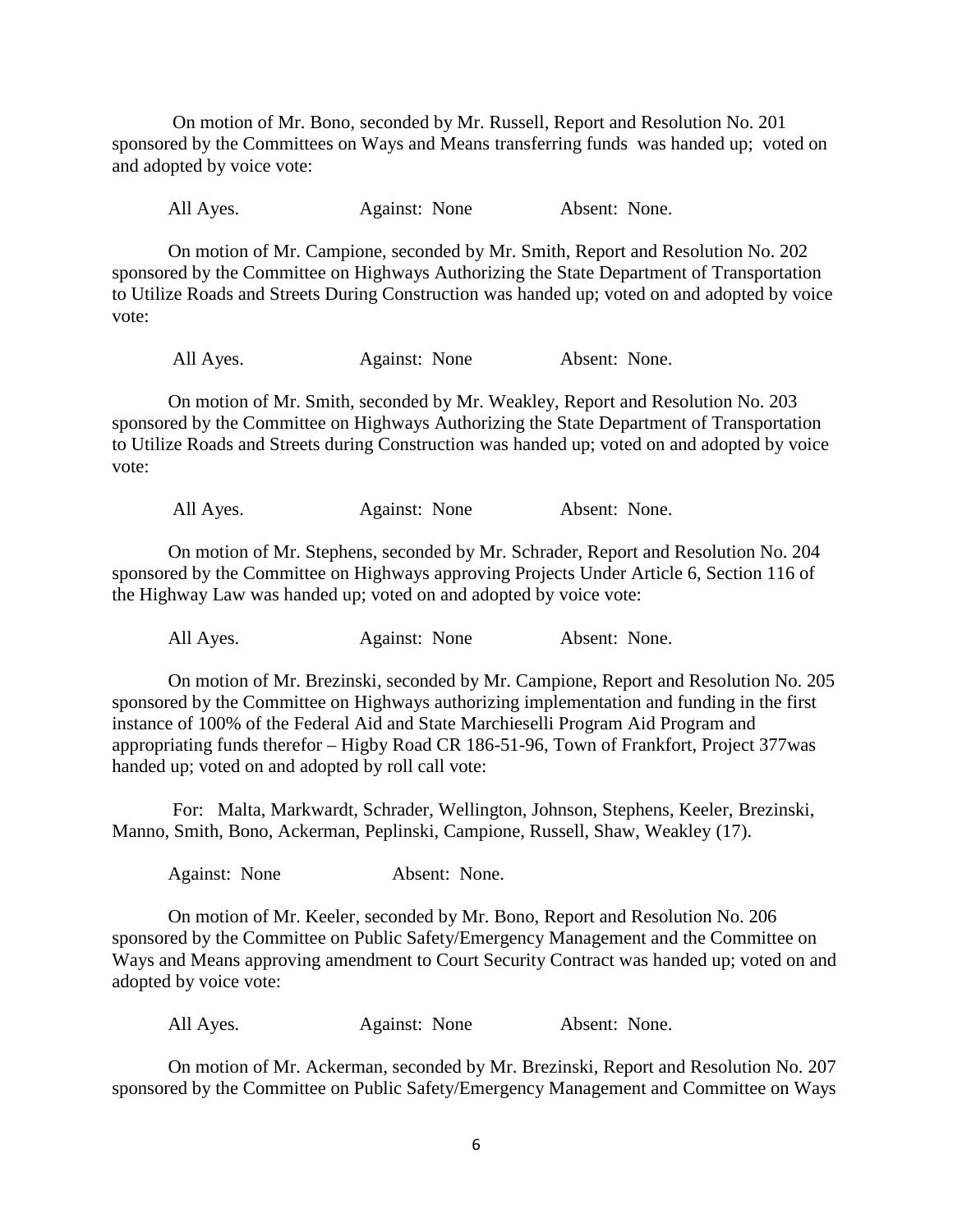On motion of Mr. Bono, seconded by Mr. Russell, Report and Resolution No. 201 sponsored by the Committees on Ways and Means transferring funds was handed up; voted on and adopted by voice vote:

All Ayes. Against: None Absent: None.

On motion of Mr. Campione, seconded by Mr. Smith, Report and Resolution No. 202 sponsored by the Committee on Highways Authorizing the State Department of Transportation to Utilize Roads and Streets During Construction was handed up; voted on and adopted by voice vote:

All Ayes. Against: None Absent: None.

On motion of Mr. Smith, seconded by Mr. Weakley, Report and Resolution No. 203 sponsored by the Committee on Highways Authorizing the State Department of Transportation to Utilize Roads and Streets during Construction was handed up; voted on and adopted by voice vote:

All Ayes. Against: None Absent: None.

On motion of Mr. Stephens, seconded by Mr. Schrader, Report and Resolution No. 204 sponsored by the Committee on Highways approving Projects Under Article 6, Section 116 of the Highway Law was handed up; voted on and adopted by voice vote:

All Ayes. Against: None Absent: None.

On motion of Mr. Brezinski, seconded by Mr. Campione, Report and Resolution No. 205 sponsored by the Committee on Highways authorizing implementation and funding in the first instance of 100% of the Federal Aid and State Marchieselli Program Aid Program and appropriating funds therefor – Higby Road CR 186-51-96, Town of Frankfort, Project 377was handed up; voted on and adopted by roll call vote:

For: Malta, Markwardt, Schrader, Wellington, Johnson, Stephens, Keeler, Brezinski, Manno, Smith, Bono, Ackerman, Peplinski, Campione, Russell, Shaw, Weakley (17).

Against: None Absent: None.

On motion of Mr. Keeler, seconded by Mr. Bono, Report and Resolution No. 206 sponsored by the Committee on Public Safety/Emergency Management and the Committee on Ways and Means approving amendment to Court Security Contract was handed up; voted on and adopted by voice vote:

All Ayes. Against: None Absent: None.

On motion of Mr. Ackerman, seconded by Mr. Brezinski, Report and Resolution No. 207 sponsored by the Committee on Public Safety/Emergency Management and Committee on Ways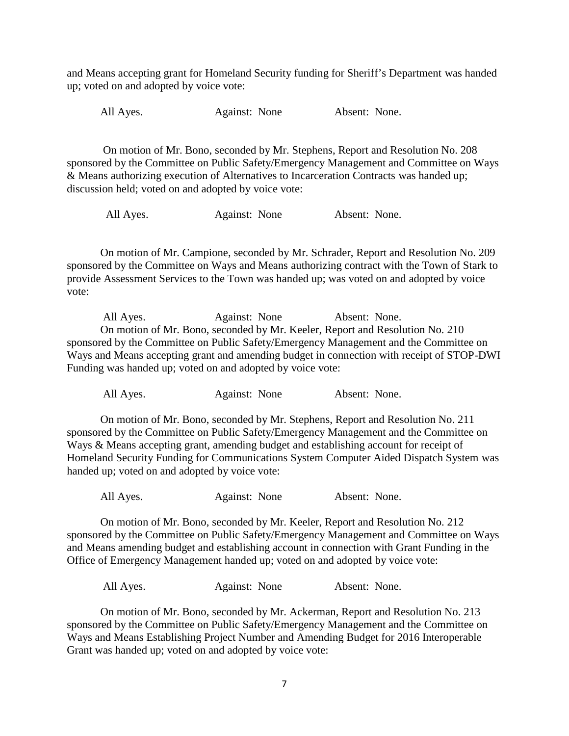and Means accepting grant for Homeland Security funding for Sheriff's Department was handed up; voted on and adopted by voice vote:

All Ayes. Against: None Absent: None.

On motion of Mr. Bono, seconded by Mr. Stephens, Report and Resolution No. 208 sponsored by the Committee on Public Safety/Emergency Management and Committee on Ways & Means authorizing execution of Alternatives to Incarceration Contracts was handed up; discussion held; voted on and adopted by voice vote:

All Ayes. Against: None Absent: None.

On motion of Mr. Campione, seconded by Mr. Schrader, Report and Resolution No. 209 sponsored by the Committee on Ways and Means authorizing contract with the Town of Stark to provide Assessment Services to the Town was handed up; was voted on and adopted by voice vote:

All Ayes. Against: None Absent: None.

On motion of Mr. Bono, seconded by Mr. Keeler, Report and Resolution No. 210 sponsored by the Committee on Public Safety/Emergency Management and the Committee on Ways and Means accepting grant and amending budget in connection with receipt of STOP-DWI Funding was handed up; voted on and adopted by voice vote:

All Ayes. Against: None Absent: None.

On motion of Mr. Bono, seconded by Mr. Stephens, Report and Resolution No. 211 sponsored by the Committee on Public Safety/Emergency Management and the Committee on Ways & Means accepting grant, amending budget and establishing account for receipt of Homeland Security Funding for Communications System Computer Aided Dispatch System was handed up; voted on and adopted by voice vote:

All Ayes. Against: None Absent: None.

On motion of Mr. Bono, seconded by Mr. Keeler, Report and Resolution No. 212 sponsored by the Committee on Public Safety/Emergency Management and Committee on Ways and Means amending budget and establishing account in connection with Grant Funding in the Office of Emergency Management handed up; voted on and adopted by voice vote:

All Ayes. Against: None Absent: None.

On motion of Mr. Bono, seconded by Mr. Ackerman, Report and Resolution No. 213 sponsored by the Committee on Public Safety/Emergency Management and the Committee on Ways and Means Establishing Project Number and Amending Budget for 2016 Interoperable Grant was handed up; voted on and adopted by voice vote: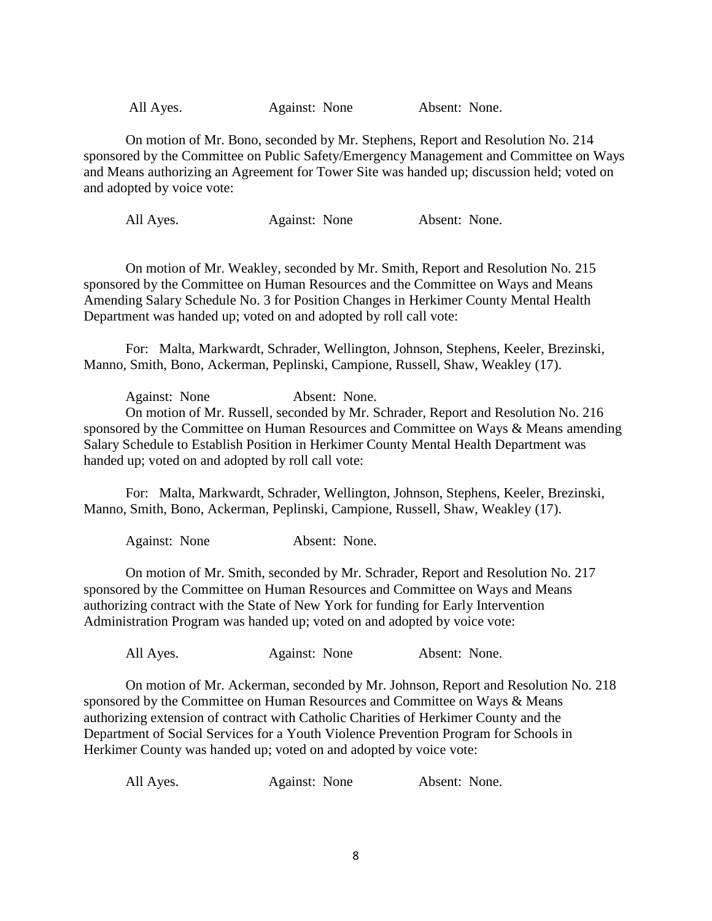All Ayes. Against: None Absent: None.

On motion of Mr. Bono, seconded by Mr. Stephens, Report and Resolution No. 214 sponsored by the Committee on Public Safety/Emergency Management and Committee on Ways and Means authorizing an Agreement for Tower Site was handed up; discussion held; voted on and adopted by voice vote:

All Ayes. Against: None Absent: None.

On motion of Mr. Weakley, seconded by Mr. Smith, Report and Resolution No. 215 sponsored by the Committee on Human Resources and the Committee on Ways and Means Amending Salary Schedule No. 3 for Position Changes in Herkimer County Mental Health Department was handed up; voted on and adopted by roll call vote:

For: Malta, Markwardt, Schrader, Wellington, Johnson, Stephens, Keeler, Brezinski, Manno, Smith, Bono, Ackerman, Peplinski, Campione, Russell, Shaw, Weakley (17).

Against: None Absent: None.

On motion of Mr. Russell, seconded by Mr. Schrader, Report and Resolution No. 216 sponsored by the Committee on Human Resources and Committee on Ways & Means amending Salary Schedule to Establish Position in Herkimer County Mental Health Department was handed up; voted on and adopted by roll call vote:

For: Malta, Markwardt, Schrader, Wellington, Johnson, Stephens, Keeler, Brezinski, Manno, Smith, Bono, Ackerman, Peplinski, Campione, Russell, Shaw, Weakley (17).

Against: None Absent: None.

On motion of Mr. Smith, seconded by Mr. Schrader, Report and Resolution No. 217 sponsored by the Committee on Human Resources and Committee on Ways and Means authorizing contract with the State of New York for funding for Early Intervention Administration Program was handed up; voted on and adopted by voice vote:

All Ayes. Against: None Absent: None.

On motion of Mr. Ackerman, seconded by Mr. Johnson, Report and Resolution No. 218 sponsored by the Committee on Human Resources and Committee on Ways & Means authorizing extension of contract with Catholic Charities of Herkimer County and the Department of Social Services for a Youth Violence Prevention Program for Schools in Herkimer County was handed up; voted on and adopted by voice vote:

All Ayes. Against: None Absent: None.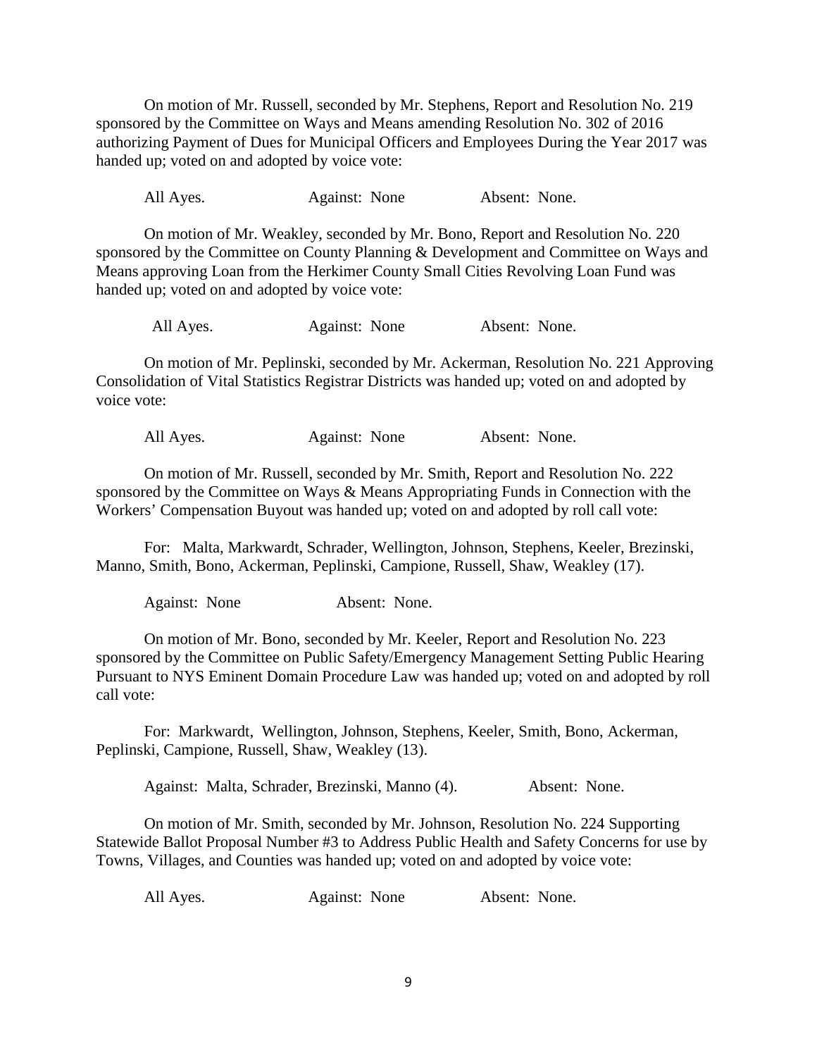On motion of Mr. Russell, seconded by Mr. Stephens, Report and Resolution No. 219 sponsored by the Committee on Ways and Means amending Resolution No. 302 of 2016 authorizing Payment of Dues for Municipal Officers and Employees During the Year 2017 was handed up; voted on and adopted by voice vote:

All Ayes. Against: None Absent: None.

On motion of Mr. Weakley, seconded by Mr. Bono, Report and Resolution No. 220 sponsored by the Committee on County Planning & Development and Committee on Ways and Means approving Loan from the Herkimer County Small Cities Revolving Loan Fund was handed up; voted on and adopted by voice vote:

All Ayes. Against: None Absent: None.

On motion of Mr. Peplinski, seconded by Mr. Ackerman, Resolution No. 221 Approving Consolidation of Vital Statistics Registrar Districts was handed up; voted on and adopted by voice vote:

All Ayes. Against: None Absent: None.

On motion of Mr. Russell, seconded by Mr. Smith, Report and Resolution No. 222 sponsored by the Committee on Ways & Means Appropriating Funds in Connection with the Workers' Compensation Buyout was handed up; voted on and adopted by roll call vote:

For: Malta, Markwardt, Schrader, Wellington, Johnson, Stephens, Keeler, Brezinski, Manno, Smith, Bono, Ackerman, Peplinski, Campione, Russell, Shaw, Weakley (17).

Against: None Absent: None.

On motion of Mr. Bono, seconded by Mr. Keeler, Report and Resolution No. 223 sponsored by the Committee on Public Safety/Emergency Management Setting Public Hearing Pursuant to NYS Eminent Domain Procedure Law was handed up; voted on and adopted by roll call vote:

For: Markwardt, Wellington, Johnson, Stephens, Keeler, Smith, Bono, Ackerman, Peplinski, Campione, Russell, Shaw, Weakley (13).

Against: Malta, Schrader, Brezinski, Manno (4). Absent: None.

On motion of Mr. Smith, seconded by Mr. Johnson, Resolution No. 224 Supporting Statewide Ballot Proposal Number #3 to Address Public Health and Safety Concerns for use by Towns, Villages, and Counties was handed up; voted on and adopted by voice vote:

All Ayes. Against: None Absent: None.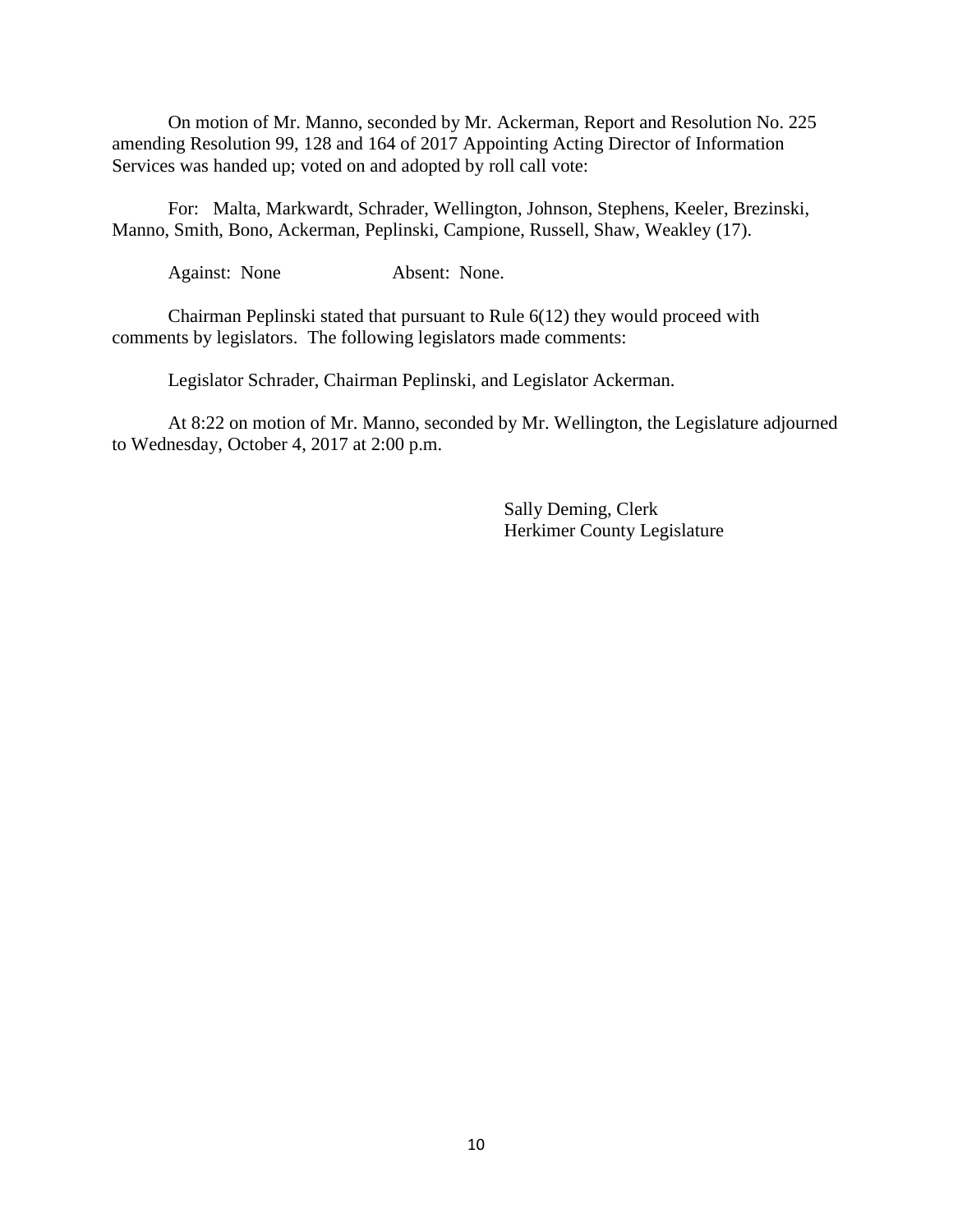On motion of Mr. Manno, seconded by Mr. Ackerman, Report and Resolution No. 225 amending Resolution 99, 128 and 164 of 2017 Appointing Acting Director of Information Services was handed up; voted on and adopted by roll call vote:

For: Malta, Markwardt, Schrader, Wellington, Johnson, Stephens, Keeler, Brezinski, Manno, Smith, Bono, Ackerman, Peplinski, Campione, Russell, Shaw, Weakley (17).

Against: None Absent: None.

Chairman Peplinski stated that pursuant to Rule 6(12) they would proceed with comments by legislators. The following legislators made comments:

Legislator Schrader, Chairman Peplinski, and Legislator Ackerman.

At 8:22 on motion of Mr. Manno, seconded by Mr. Wellington, the Legislature adjourned to Wednesday, October 4, 2017 at 2:00 p.m.

Sally Deming, Clerk
Herkimer County Legislature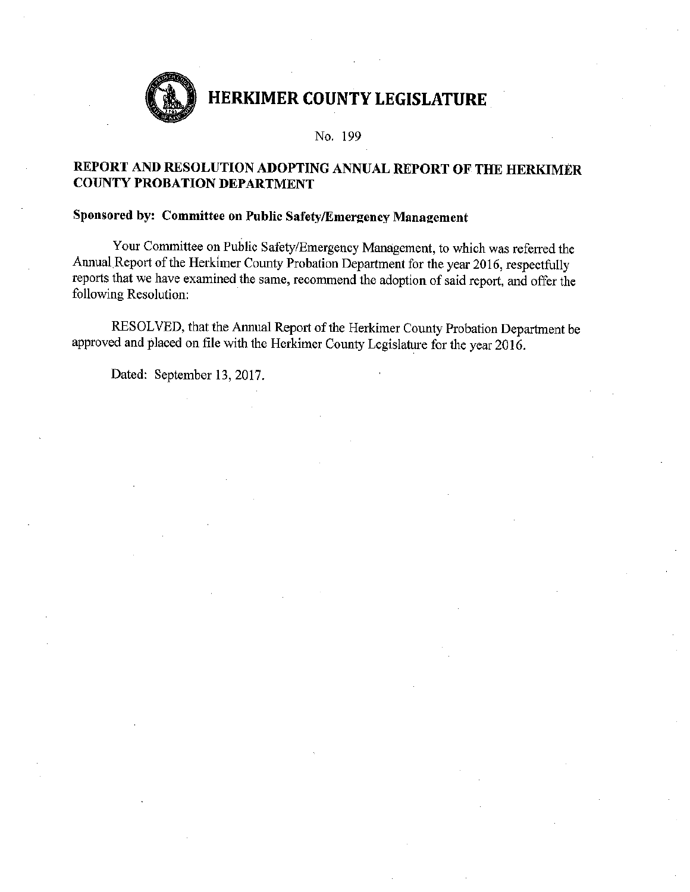# HERKIMER COUNTY LEGISLATURE

No. 199

## REPORT AND RESOLUTION ADOPTING ANNUAL REPORT OF THE HERKIMER COUNTY PROBATION DEPARTMENT

**Sponsored by: Committee on Public Safety/Emergency Management**

Your Committee on Public Safety/Emergency Management, to which was referred the Annual Report of the Herkimer County Probation Department for the year 2016, respectfully reports that we have examined the same, recommend the adoption of said report, and offer the following Resolution:

RESOLVED, that the Annual Report of the Herkimer County Probation Department be approved and placed on file with the Herkimer County Legislature for the year 2016.

Dated: September 13, 2017.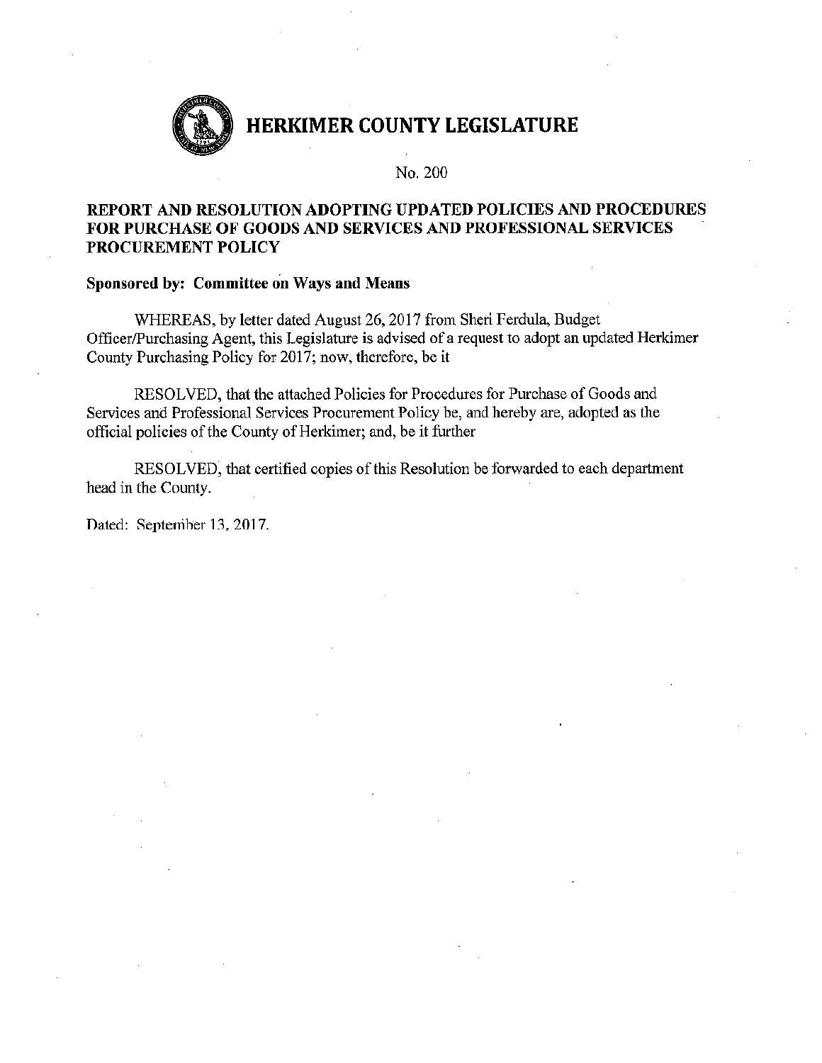# HERKIMER COUNTY LEGISLATURE

No. 200

## REPORT AND RESOLUTION ADOPTING UPDATED POLICIES AND PROCEDURES FOR PURCHASE OF GOODS AND SERVICES AND PROFESSIONAL SERVICES PROCUREMENT POLICY

**Sponsored by: Committee on Ways and Means**

WHEREAS, by letter dated August 26, 2017 from Sheri Ferdula, Budget Officer/Purchasing Agent, this Legislature is advised of a request to adopt an updated Herkimer County Purchasing Policy for 2017; now, therefore, be it

RESOLVED, that the attached Policies for Procedures for Purchase of Goods and Services and Professional Services Procurement Policy be, and hereby are, adopted as the official policies of the County of Herkimer; and, be it further

RESOLVED, that certified copies of this Resolution be forwarded to each department head in the County.

Dated: September 13, 2017.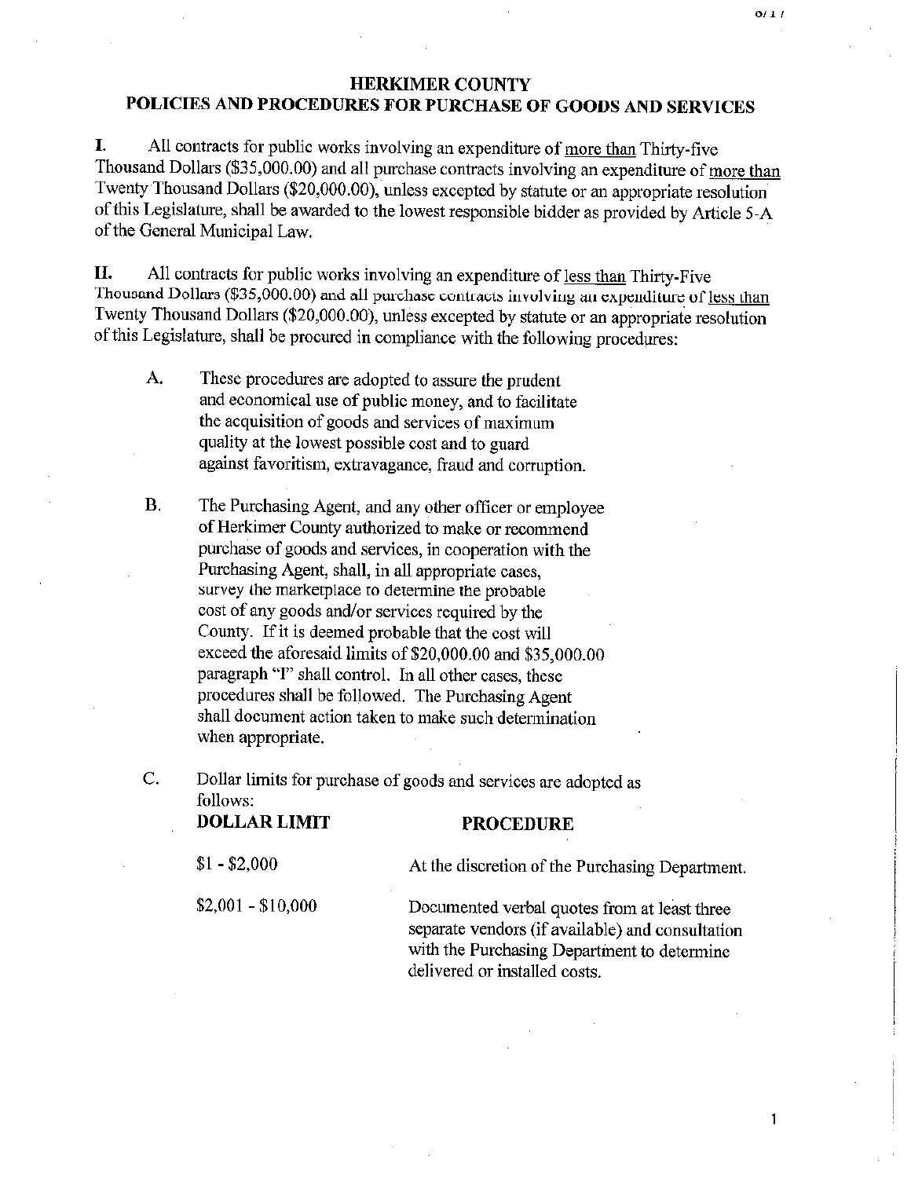# HERKIMER COUNTY
## POLICIES AND PROCEDURES FOR PURCHASE OF GOODS AND SERVICES

**I.** All contracts for public works involving an expenditure of more than Thirty-five Thousand Dollars ($35,000.00) and all purchase contracts involving an expenditure of more than Twenty Thousand Dollars ($20,000.00), unless excepted by statute or an appropriate resolution of this Legislature, shall be awarded to the lowest responsible bidder as provided by Article 5-A of the General Municipal Law.

**II.** All contracts for public works involving an expenditure of less than Thirty-Five Thousand Dollars ($35,000.00) and all purchase contracts involving an expenditure of less than Twenty Thousand Dollars ($20,000.00), unless excepted by statute or an appropriate resolution of this Legislature, shall be procured in compliance with the following procedures:

A. These procedures are adopted to assure the prudent and economical use of public money, and to facilitate the acquisition of goods and services of maximum quality at the lowest possible cost and to guard against favoritism, extravagance, fraud and corruption.

B. The Purchasing Agent, and any other officer or employee of Herkimer County authorized to make or recommend purchase of goods and services, in cooperation with the Purchasing Agent, shall, in all appropriate cases, survey the marketplace to determine the probable cost of any goods and/or services required by the County. If it is deemed probable that the cost will exceed the aforesaid limits of $20,000.00 and $35,000.00 paragraph "I" shall control. In all other cases, these procedures shall be followed. The Purchasing Agent shall document action taken to make such determination when appropriate.

C. Dollar limits for purchase of goods and services are adopted as follows:

| DOLLAR LIMIT | PROCEDURE |
|---|---|
| $1 - $2,000 | At the discretion of the Purchasing Department. |
| $2,001 - $10,000 | Documented verbal quotes from at least three separate vendors (if available) and consultation with the Purchasing Department to determine delivered or installed costs. |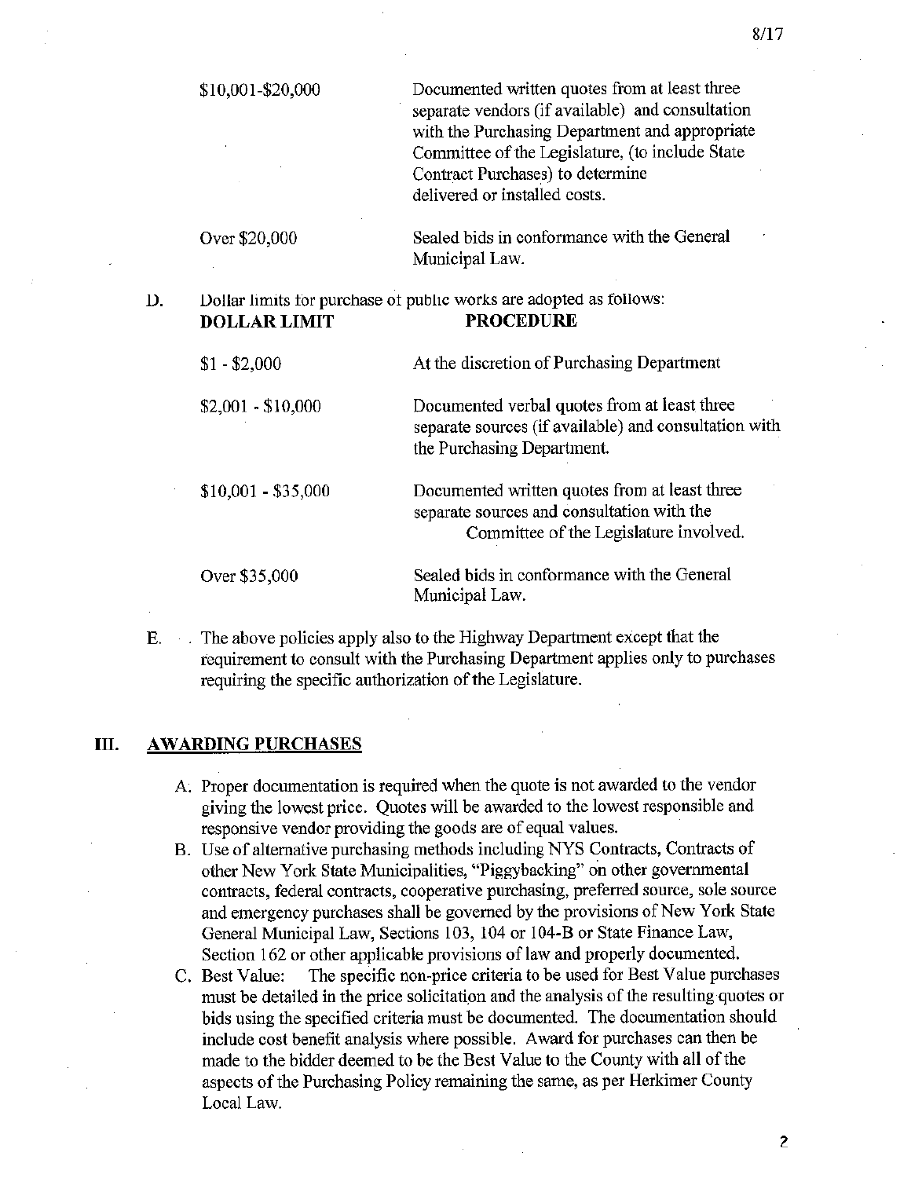| | |
|---|---|
| $10,001-$20,000 | Documented written quotes from at least three separate vendors (if available) and consultation with the Purchasing Department and appropriate Committee of the Legislature, (to include State Contract Purchases) to determine delivered or installed costs. |
| Over $20,000 | Sealed bids in conformance with the General Municipal Law. |

D. Dollar limits for purchase of public works are adopted as follows:

| DOLLAR LIMIT | PROCEDURE |
|---|---|
| $1 - $2,000 | At the discretion of Purchasing Department |
| $2,001 - $10,000 | Documented verbal quotes from at least three separate sources (if available) and consultation with the Purchasing Department. |
| $10,001 - $35,000 | Documented written quotes from at least three separate sources and consultation with the Committee of the Legislature involved. |
| Over $35,000 | Sealed bids in conformance with the General Municipal Law. |

E. The above policies apply also to the Highway Department except that the requirement to consult with the Purchasing Department applies only to purchases requiring the specific authorization of the Legislature.

## III. AWARDING PURCHASES

A. Proper documentation is required when the quote is not awarded to the vendor giving the lowest price. Quotes will be awarded to the lowest responsible and responsive vendor providing the goods are of equal values.

B. Use of alternative purchasing methods including NYS Contracts, Contracts of other New York State Municipalities, "Piggybacking" on other governmental contracts, federal contracts, cooperative purchasing, preferred source, sole source and emergency purchases shall be governed by the provisions of New York State General Municipal Law, Sections 103, 104 or 104-B or State Finance Law, Section 162 or other applicable provisions of law and properly documented.

C. Best Value: The specific non-price criteria to be used for Best Value purchases must be detailed in the price solicitation and the analysis of the resulting quotes or bids using the specified criteria must be documented. The documentation should include cost benefit analysis where possible. Award for purchases can then be made to the bidder deemed to be the Best Value to the County with all of the aspects of the Purchasing Policy remaining the same, as per Herkimer County Local Law.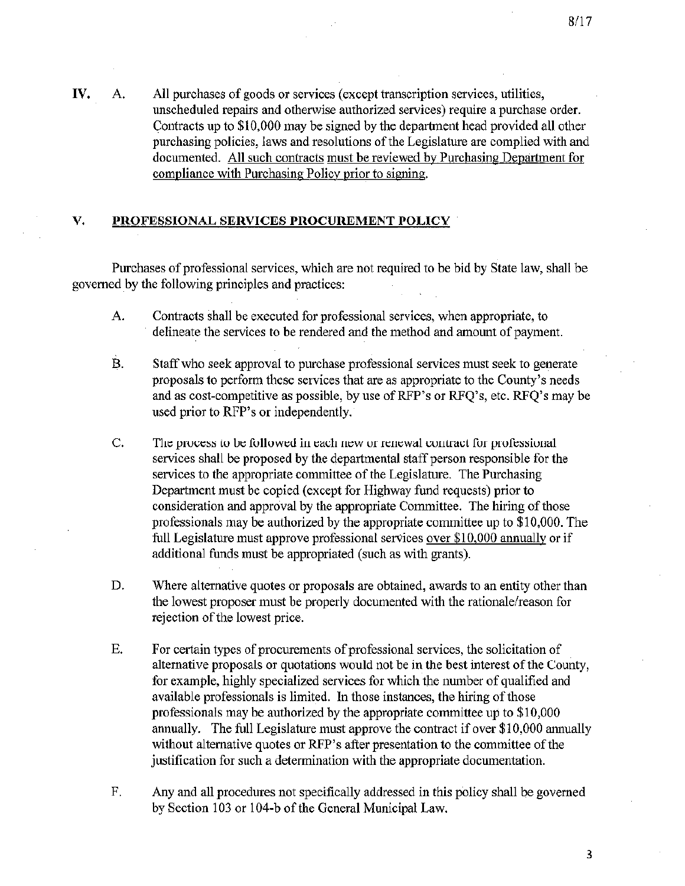**IV.** A. All purchases of goods or services (except transcription services, utilities, unscheduled repairs and otherwise authorized services) require a purchase order. Contracts up to $10,000 may be signed by the department head provided all other purchasing policies, laws and resolutions of the Legislature are complied with and documented. <u>All such contracts must be reviewed by Purchasing Department for compliance with Purchasing Policy prior to signing.</u>

## V. PROFESSIONAL SERVICES PROCUREMENT POLICY

Purchases of professional services, which are not required to be bid by State law, shall be governed by the following principles and practices:

A. Contracts shall be executed for professional services, when appropriate, to delineate the services to be rendered and the method and amount of payment.

B. Staff who seek approval to purchase professional services must seek to generate proposals to perform these services that are as appropriate to the County's needs and as cost-competitive as possible, by use of RFP's or RFQ's, etc. RFQ's may be used prior to RFP's or independently.

C. The process to be followed in each new or renewal contract for professional services shall be proposed by the departmental staff person responsible for the services to the appropriate committee of the Legislature. The Purchasing Department must be copied (except for Highway fund requests) prior to consideration and approval by the appropriate Committee. The hiring of those professionals may be authorized by the appropriate committee up to $10,000. The full Legislature must approve professional services <u>over $10,000 annually</u> or if additional funds must be appropriated (such as with grants).

D. Where alternative quotes or proposals are obtained, awards to an entity other than the lowest proposer must be properly documented with the rationale/reason for rejection of the lowest price.

E. For certain types of procurements of professional services, the solicitation of alternative proposals or quotations would not be in the best interest of the County, for example, highly specialized services for which the number of qualified and available professionals is limited. In those instances, the hiring of those professionals may be authorized by the appropriate committee up to $10,000 annually. The full Legislature must approve the contract if over $10,000 annually without alternative quotes or RFP's after presentation to the committee of the justification for such a determination with the appropriate documentation.

F. Any and all procedures not specifically addressed in this policy shall be governed by Section 103 or 104-b of the General Municipal Law.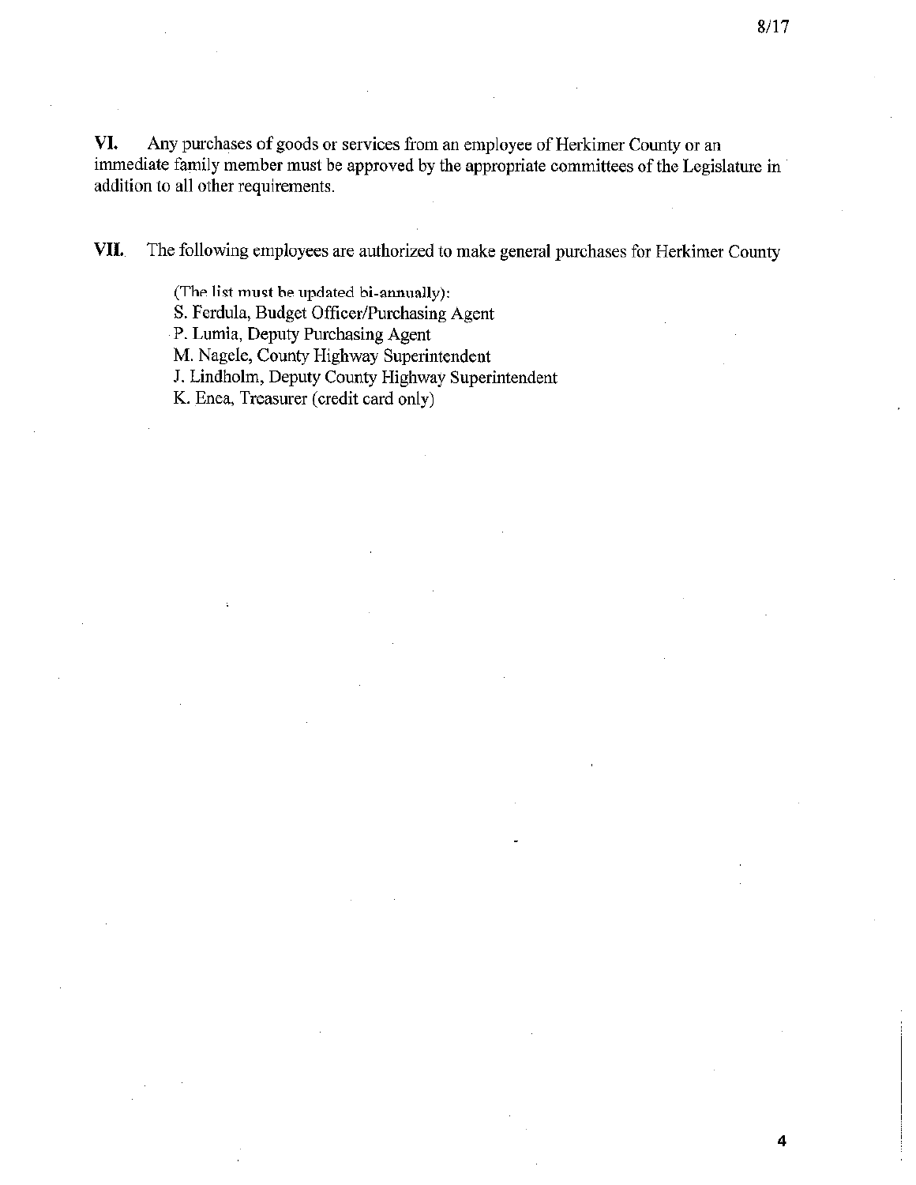**VI.** Any purchases of goods or services from an employee of Herkimer County or an immediate family member must be approved by the appropriate committees of the Legislature in addition to all other requirements.

**VII.** The following employees are authorized to make general purchases for Herkimer County

(The list must be updated bi-annually):
S. Ferdula, Budget Officer/Purchasing Agent
P. Lumia, Deputy Purchasing Agent
M. Nagele, County Highway Superintendent
J. Lindholm, Deputy County Highway Superintendent
K. Enea, Treasurer (credit card only)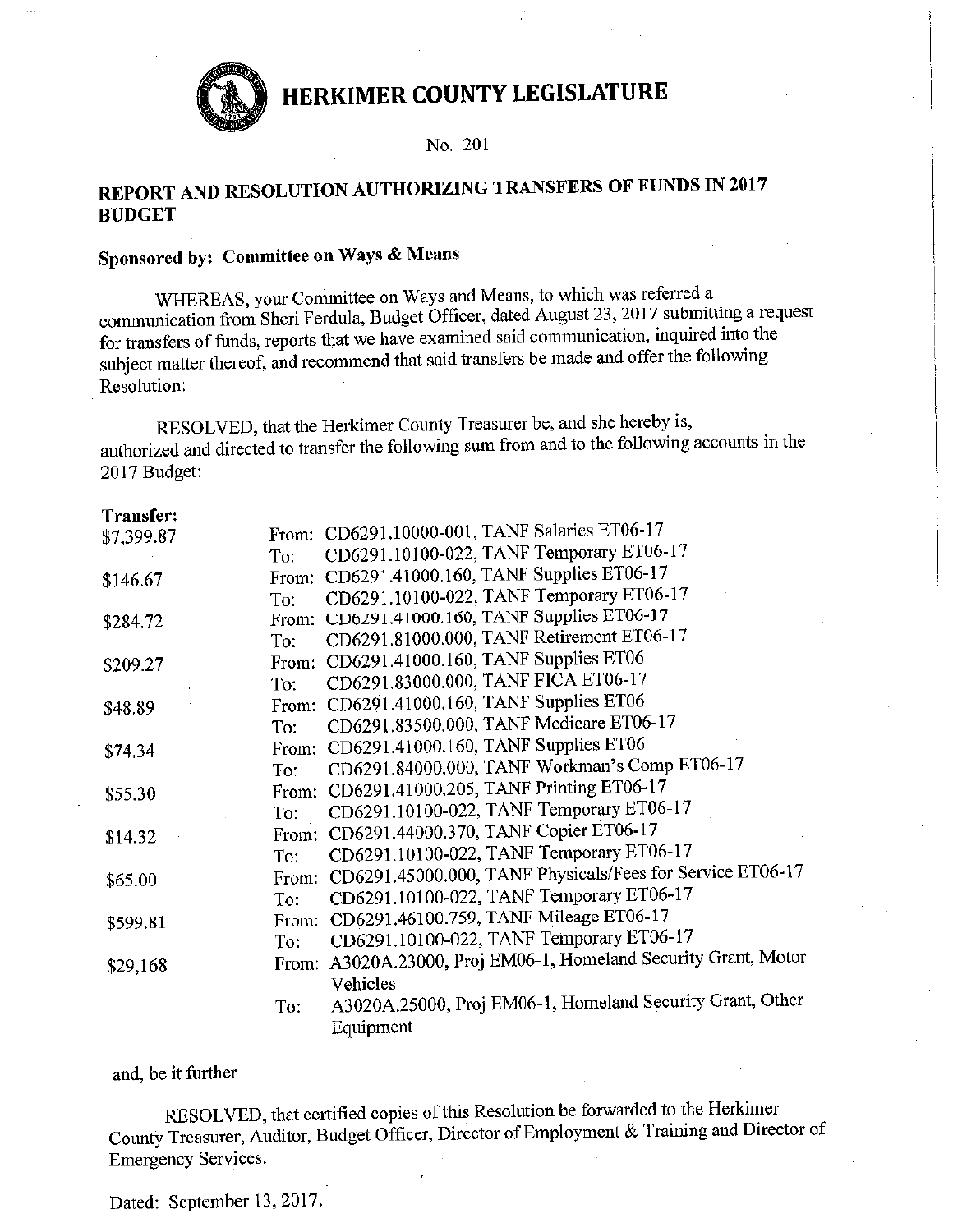# HERKIMER COUNTY LEGISLATURE

No. 201

## REPORT AND RESOLUTION AUTHORIZING TRANSFERS OF FUNDS IN 2017 BUDGET

**Sponsored by: Committee on Ways & Means**

WHEREAS, your Committee on Ways and Means, to which was referred a communication from Sheri Ferdula, Budget Officer, dated August 23, 2017 submitting a request for transfers of funds, reports that we have examined said communication, inquired into the subject matter thereof, and recommend that said transfers be made and offer the following Resolution:

RESOLVED, that the Herkimer County Treasurer be, and she hereby is, authorized and directed to transfer the following sum from and to the following accounts in the 2017 Budget:

**Transfer:**

| Amount | | Account |
|---|---|---|
| $7,399.87 | From: | CD6291.10000-001, TANF Salaries ET06-17 |
| | To: | CD6291.10100-022, TANF Temporary ET06-17 |
| $146.67 | From: | CD6291.41000.160, TANF Supplies ET06-17 |
| | To: | CD6291.10100-022, TANF Temporary ET06-17 |
| $284.72 | From: | CD6291.41000.160, TANF Supplies ET06-17 |
| | To: | CD6291.81000.000, TANF Retirement ET06-17 |
| $209.27 | From: | CD6291.41000.160, TANF Supplies ET06 |
| | To: | CD6291.83000.000, TANF FICA ET06-17 |
| $48.89 | From: | CD6291.41000.160, TANF Supplies ET06 |
| | To: | CD6291.83500.000, TANF Medicare ET06-17 |
| $74.34 | From: | CD6291.41000.160, TANF Supplies ET06 |
| | To: | CD6291.84000.000, TANF Workman's Comp ET06-17 |
| $55.30 | From: | CD6291.41000.205, TANF Printing ET06-17 |
| | To: | CD6291.10100-022, TANF Temporary ET06-17 |
| $14.32 | From: | CD6291.44000.370, TANF Copier ET06-17 |
| | To: | CD6291.10100-022, TANF Temporary ET06-17 |
| $65.00 | From: | CD6291.45000.000, TANF Physicals/Fees for Service ET06-17 |
| | To: | CD6291.10100-022, TANF Temporary ET06-17 |
| $599.81 | From: | CD6291.46100.759, TANF Mileage ET06-17 |
| | To: | CD6291.10100-022, TANF Temporary ET06-17 |
| $29,168 | From: | A3020A.23000, Proj EM06-1, Homeland Security Grant, Motor Vehicles |
| | To: | A3020A.25000, Proj EM06-1, Homeland Security Grant, Other Equipment |

and, be it further

RESOLVED, that certified copies of this Resolution be forwarded to the Herkimer County Treasurer, Auditor, Budget Officer, Director of Employment & Training and Director of Emergency Services.

Dated: September 13, 2017.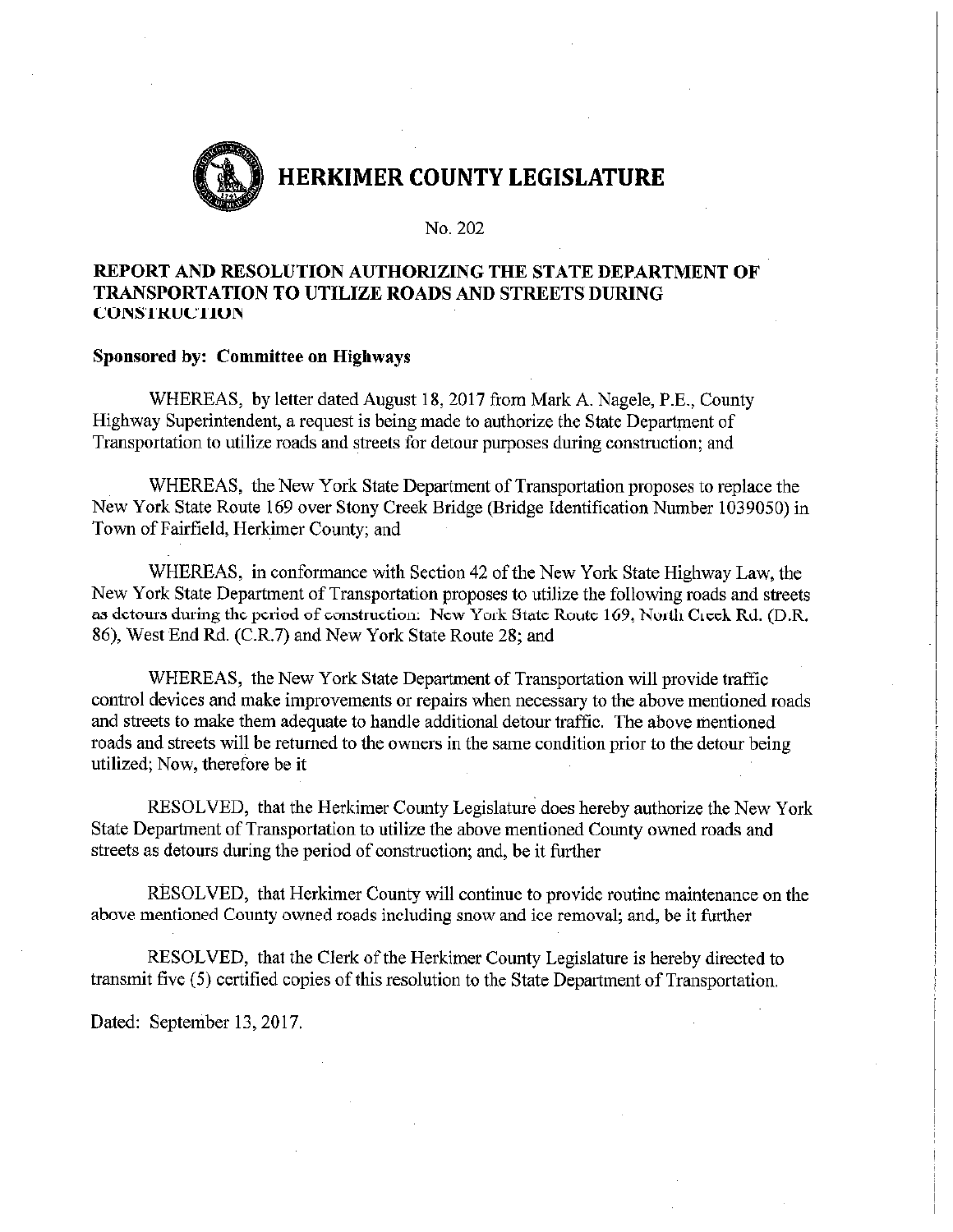# HERKIMER COUNTY LEGISLATURE

No. 202

## REPORT AND RESOLUTION AUTHORIZING THE STATE DEPARTMENT OF TRANSPORTATION TO UTILIZE ROADS AND STREETS DURING CONSTRUCTION

**Sponsored by: Committee on Highways**

WHEREAS, by letter dated August 18, 2017 from Mark A. Nagele, P.E., County Highway Superintendent, a request is being made to authorize the State Department of Transportation to utilize roads and streets for detour purposes during construction; and

WHEREAS, the New York State Department of Transportation proposes to replace the New York State Route 169 over Stony Creek Bridge (Bridge Identification Number 1039050) in Town of Fairfield, Herkimer County; and

WHEREAS, in conformance with Section 42 of the New York State Highway Law, the New York State Department of Transportation proposes to utilize the following roads and streets as detours during the period of construction: New York State Route 169, North Creek Rd. (D.R. 86), West End Rd. (C.R.7) and New York State Route 28; and

WHEREAS, the New York State Department of Transportation will provide traffic control devices and make improvements or repairs when necessary to the above mentioned roads and streets to make them adequate to handle additional detour traffic. The above mentioned roads and streets will be returned to the owners in the same condition prior to the detour being utilized; Now, therefore be it

RESOLVED, that the Herkimer County Legislature does hereby authorize the New York State Department of Transportation to utilize the above mentioned County owned roads and streets as detours during the period of construction; and, be it further

RESOLVED, that Herkimer County will continue to provide routine maintenance on the above mentioned County owned roads including snow and ice removal; and, be it further

RESOLVED, that the Clerk of the Herkimer County Legislature is hereby directed to transmit five (5) certified copies of this resolution to the State Department of Transportation.

Dated: September 13, 2017.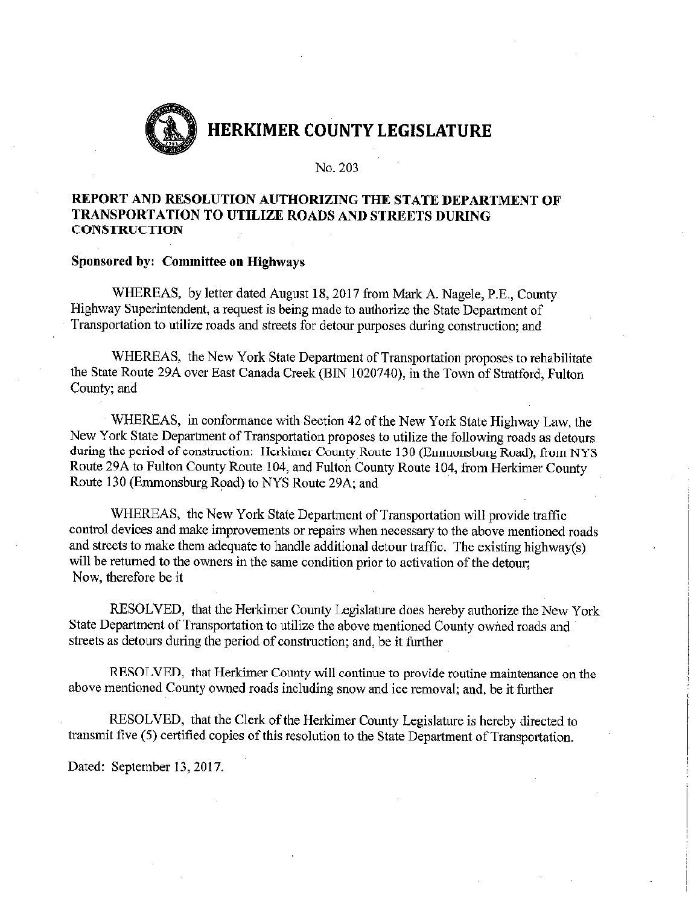# HERKIMER COUNTY LEGISLATURE

No. 203

## REPORT AND RESOLUTION AUTHORIZING THE STATE DEPARTMENT OF TRANSPORTATION TO UTILIZE ROADS AND STREETS DURING CONSTRUCTION

**Sponsored by: Committee on Highways**

WHEREAS, by letter dated August 18, 2017 from Mark A. Nagele, P.E., County Highway Superintendent, a request is being made to authorize the State Department of Transportation to utilize roads and streets for detour purposes during construction; and

WHEREAS, the New York State Department of Transportation proposes to rehabilitate the State Route 29A over East Canada Creek (BIN 1020740), in the Town of Stratford, Fulton County; and

WHEREAS, in conformance with Section 42 of the New York State Highway Law, the New York State Department of Transportation proposes to utilize the following roads as detours during the period of construction: Herkimer County Route 130 (Emmonsburg Road), from NYS Route 29A to Fulton County Route 104, and Fulton County Route 104, from Herkimer County Route 130 (Emmonsburg Road) to NYS Route 29A; and

WHEREAS, the New York State Department of Transportation will provide traffic control devices and make improvements or repairs when necessary to the above mentioned roads and streets to make them adequate to handle additional detour traffic. The existing highway(s) will be returned to the owners in the same condition prior to activation of the detour; Now, therefore be it

RESOLVED, that the Herkimer County Legislature does hereby authorize the New York State Department of Transportation to utilize the above mentioned County owned roads and streets as detours during the period of construction; and, be it further

RESOLVED, that Herkimer County will continue to provide routine maintenance on the above mentioned County owned roads including snow and ice removal; and, be it further

RESOLVED, that the Clerk of the Herkimer County Legislature is hereby directed to transmit five (5) certified copies of this resolution to the State Department of Transportation.

Dated: September 13, 2017.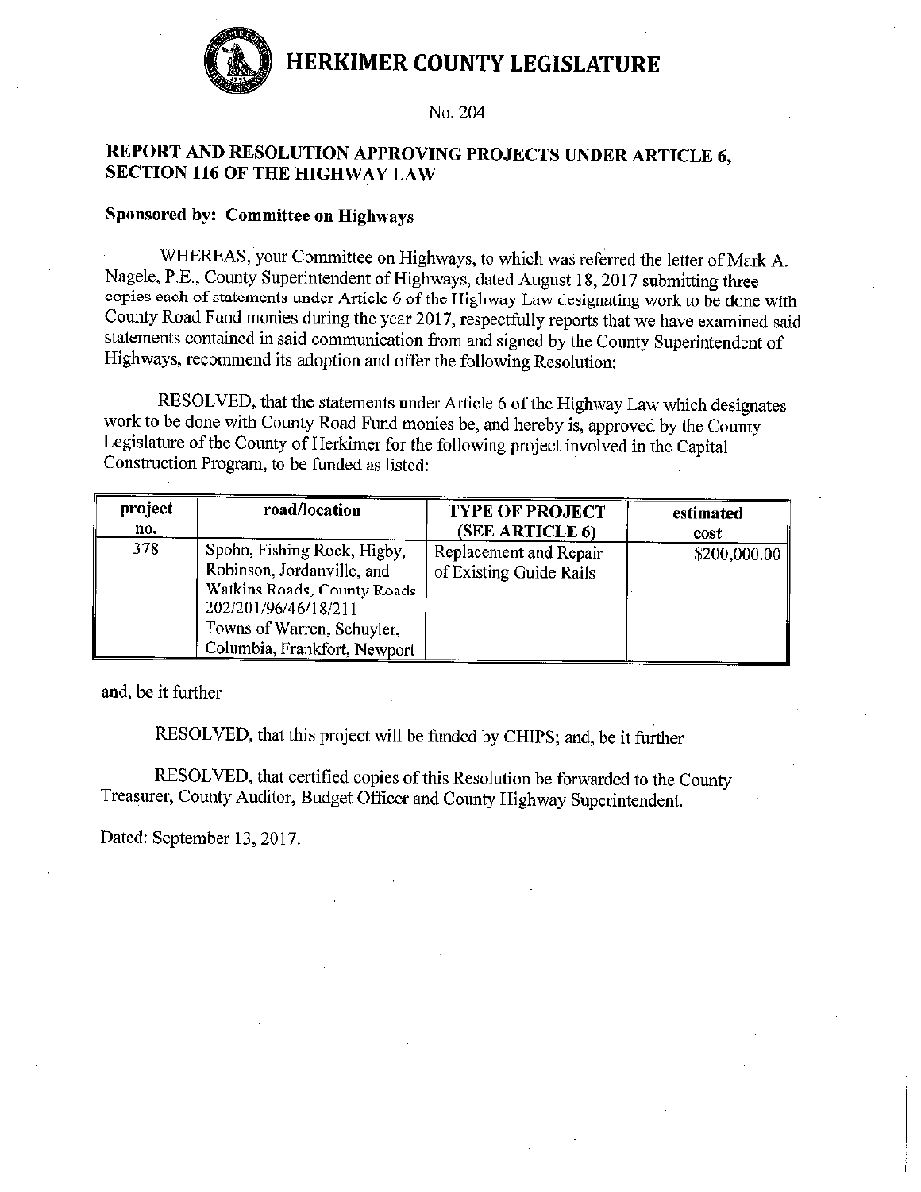# HERKIMER COUNTY LEGISLATURE

No. 204

## REPORT AND RESOLUTION APPROVING PROJECTS UNDER ARTICLE 6, SECTION 116 OF THE HIGHWAY LAW

**Sponsored by: Committee on Highways**

WHEREAS, your Committee on Highways, to which was referred the letter of Mark A. Nagele, P.E., County Superintendent of Highways, dated August 18, 2017 submitting three copies each of statements under Article 6 of the Highway Law designating work to be done with County Road Fund monies during the year 2017, respectfully reports that we have examined said statements contained in said communication from and signed by the County Superintendent of Highways, recommend its adoption and offer the following Resolution:

RESOLVED, that the statements under Article 6 of the Highway Law which designates work to be done with County Road Fund monies be, and hereby is, approved by the County Legislature of the County of Herkimer for the following project involved in the Capital Construction Program, to be funded as listed:

| project no. | road/location | TYPE OF PROJECT (SEE ARTICLE 6) | estimated cost |
|---|---|---|---|
| 378 | Spohn, Fishing Rock, Higby, Robinson, Jordanville, and Watkins Roads, County Roads 202/201/96/46/18/211 Towns of Warren, Schuyler, Columbia, Frankfort, Newport | Replacement and Repair of Existing Guide Rails | $200,000.00 |

and, be it further

RESOLVED, that this project will be funded by CHIPS; and, be it further

RESOLVED, that certified copies of this Resolution be forwarded to the County Treasurer, County Auditor, Budget Officer and County Highway Superintendent.

Dated: September 13, 2017.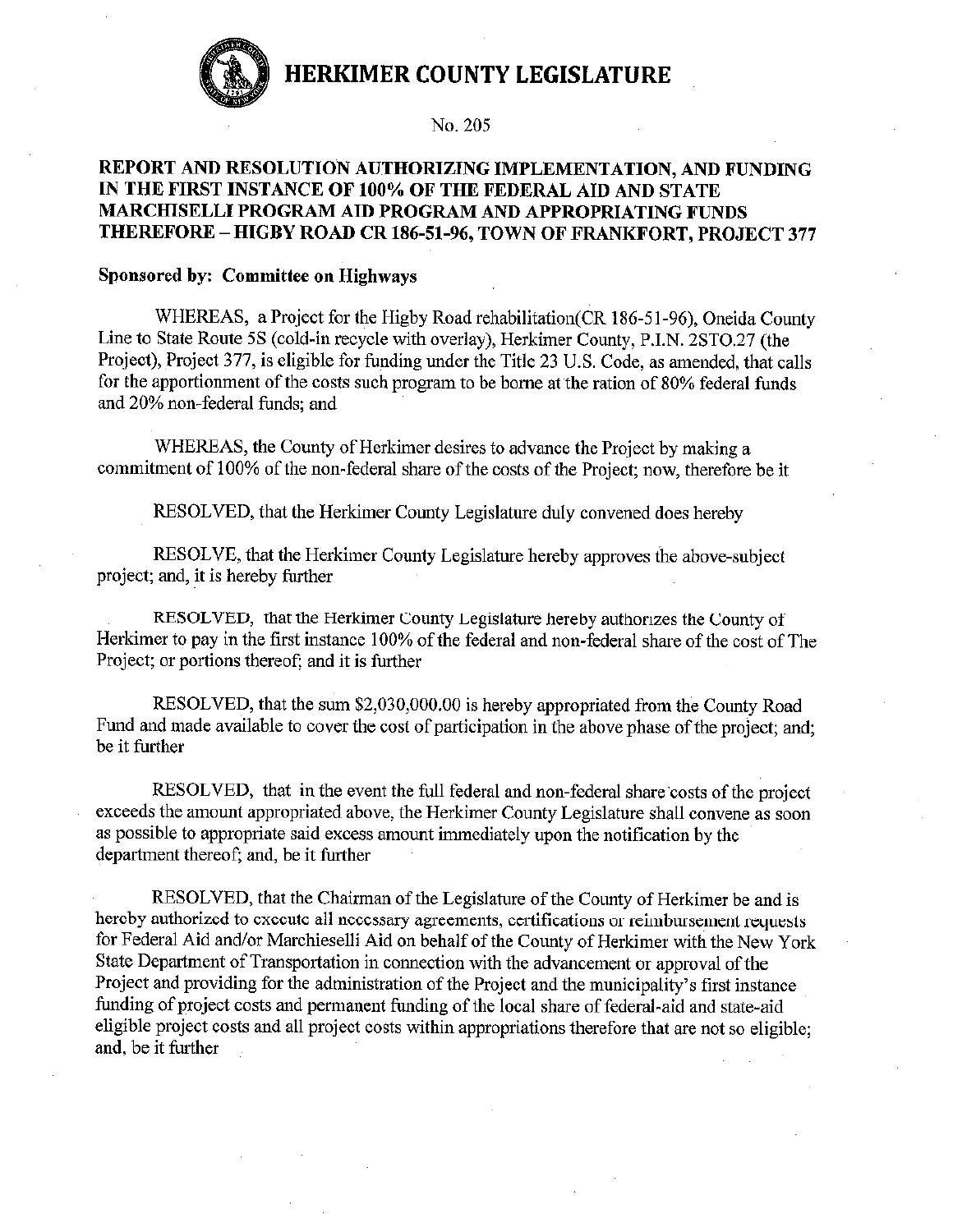# HERKIMER COUNTY LEGISLATURE

No. 205

## REPORT AND RESOLUTION AUTHORIZING IMPLEMENTATION, AND FUNDING IN THE FIRST INSTANCE OF 100% OF THE FEDERAL AID AND STATE MARCHISELLI PROGRAM AID PROGRAM AND APPROPRIATING FUNDS THEREFORE – HIGBY ROAD CR 186-51-96, TOWN OF FRANKFORT, PROJECT 377

**Sponsored by: Committee on Highways**

WHEREAS, a Project for the Higby Road rehabilitation(CR 186-51-96), Oneida County Line to State Route 5S (cold-in recycle with overlay), Herkimer County, P.I.N. 2STO.27 (the Project), Project 377, is eligible for funding under the Title 23 U.S. Code, as amended, that calls for the apportionment of the costs such program to be borne at the ration of 80% federal funds and 20% non-federal funds; and

WHEREAS, the County of Herkimer desires to advance the Project by making a commitment of 100% of the non-federal share of the costs of the Project; now, therefore be it

RESOLVED, that the Herkimer County Legislature duly convened does hereby

RESOLVE, that the Herkimer County Legislature hereby approves the above-subject project; and, it is hereby further

RESOLVED, that the Herkimer County Legislature hereby authorizes the County of Herkimer to pay in the first instance 100% of the federal and non-federal share of the cost of The Project; or portions thereof; and it is further

RESOLVED, that the sum $2,030,000.00 is hereby appropriated from the County Road Fund and made available to cover the cost of participation in the above phase of the project; and; be it further

RESOLVED, that in the event the full federal and non-federal share costs of the project exceeds the amount appropriated above, the Herkimer County Legislature shall convene as soon as possible to appropriate said excess amount immediately upon the notification by the department thereof; and, be it further

RESOLVED, that the Chairman of the Legislature of the County of Herkimer be and is hereby authorized to execute all necessary agreements, certifications or reimbursement requests for Federal Aid and/or Marchieselli Aid on behalf of the County of Herkimer with the New York State Department of Transportation in connection with the advancement or approval of the Project and providing for the administration of the Project and the municipality's first instance funding of project costs and permanent funding of the local share of federal-aid and state-aid eligible project costs and all project costs within appropriations therefore that are not so eligible; and, be it further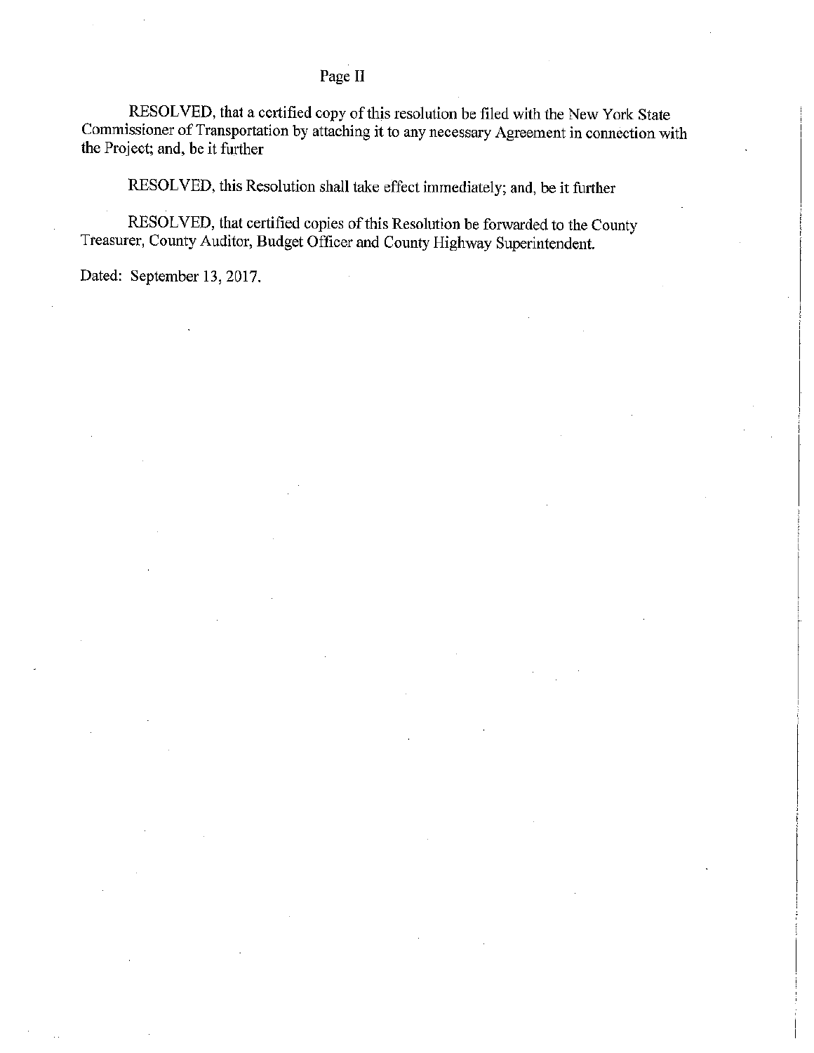Page II

RESOLVED, that a certified copy of this resolution be filed with the New York State Commissioner of Transportation by attaching it to any necessary Agreement in connection with the Project; and, be it further

RESOLVED, this Resolution shall take effect immediately; and, be it further

RESOLVED, that certified copies of this Resolution be forwarded to the County Treasurer, County Auditor, Budget Officer and County Highway Superintendent.

Dated: September 13, 2017.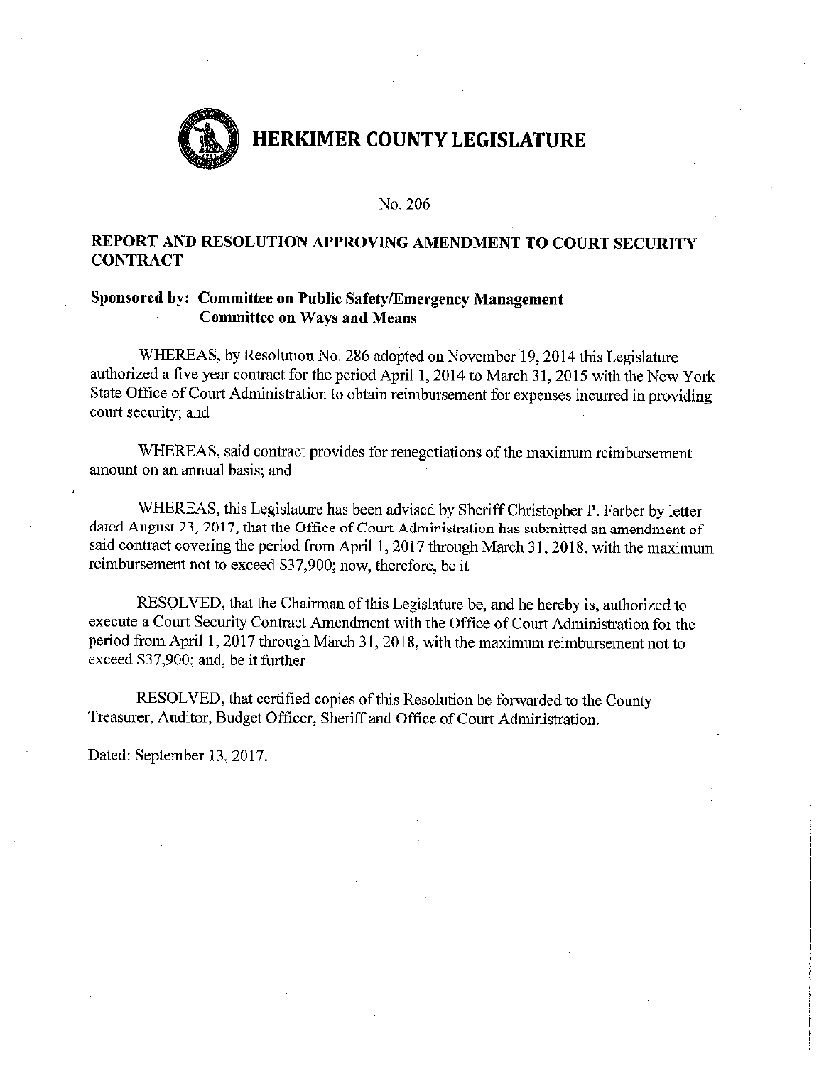# HERKIMER COUNTY LEGISLATURE

No. 206

## REPORT AND RESOLUTION APPROVING AMENDMENT TO COURT SECURITY CONTRACT

**Sponsored by: Committee on Public Safety/Emergency Management**
**Committee on Ways and Means**

WHEREAS, by Resolution No. 286 adopted on November 19, 2014 this Legislature authorized a five year contract for the period April 1, 2014 to March 31, 2015 with the New York State Office of Court Administration to obtain reimbursement for expenses incurred in providing court security; and

WHEREAS, said contract provides for renegotiations of the maximum reimbursement amount on an annual basis; and

WHEREAS, this Legislature has been advised by Sheriff Christopher P. Farber by letter dated August 23, 2017, that the Office of Court Administration has submitted an amendment of said contract covering the period from April 1, 2017 through March 31, 2018, with the maximum reimbursement not to exceed $37,900; now, therefore, be it

RESOLVED, that the Chairman of this Legislature be, and he hereby is, authorized to execute a Court Security Contract Amendment with the Office of Court Administration for the period from April 1, 2017 through March 31, 2018, with the maximum reimbursement not to exceed $37,900; and, be it further

RESOLVED, that certified copies of this Resolution be forwarded to the County Treasurer, Auditor, Budget Officer, Sheriff and Office of Court Administration.

Dated: September 13, 2017.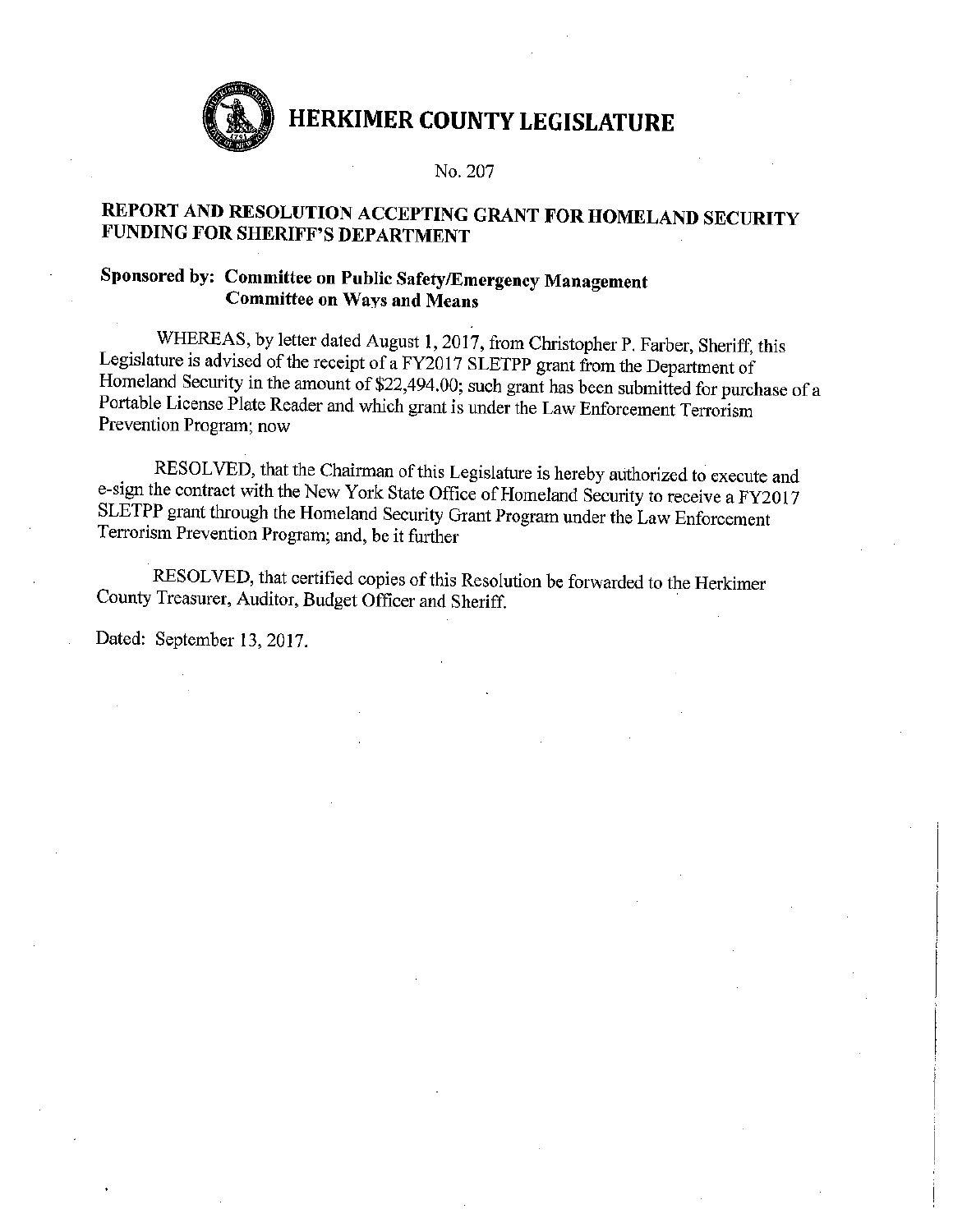# HERKIMER COUNTY LEGISLATURE

No. 207

## REPORT AND RESOLUTION ACCEPTING GRANT FOR HOMELAND SECURITY FUNDING FOR SHERIFF'S DEPARTMENT

**Sponsored by: Committee on Public Safety/Emergency Management**
**Committee on Ways and Means**

WHEREAS, by letter dated August 1, 2017, from Christopher P. Farber, Sheriff, this Legislature is advised of the receipt of a FY2017 SLETPP grant from the Department of Homeland Security in the amount of $22,494.00; such grant has been submitted for purchase of a Portable License Plate Reader and which grant is under the Law Enforcement Terrorism Prevention Program; now

RESOLVED, that the Chairman of this Legislature is hereby authorized to execute and e-sign the contract with the New York State Office of Homeland Security to receive a FY2017 SLETPP grant through the Homeland Security Grant Program under the Law Enforcement Terrorism Prevention Program; and, be it further

RESOLVED, that certified copies of this Resolution be forwarded to the Herkimer County Treasurer, Auditor, Budget Officer and Sheriff.

Dated: September 13, 2017.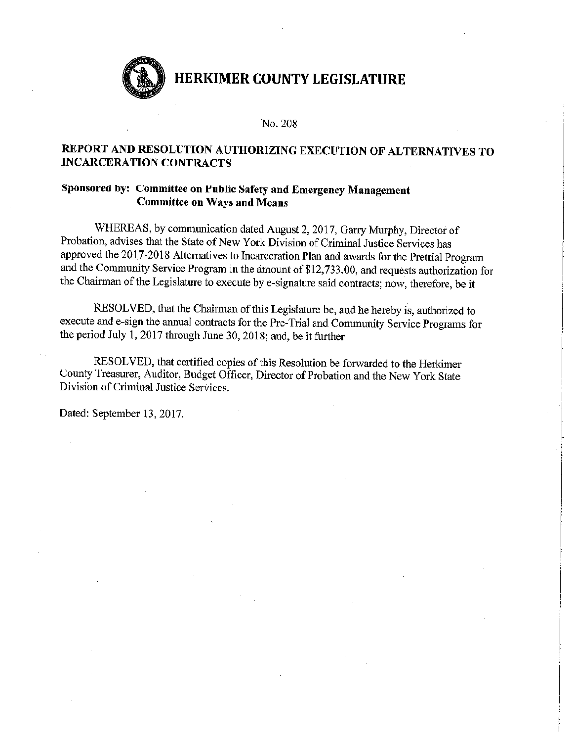# HERKIMER COUNTY LEGISLATURE

No. 208

## REPORT AND RESOLUTION AUTHORIZING EXECUTION OF ALTERNATIVES TO INCARCERATION CONTRACTS

**Sponsored by: Committee on Public Safety and Emergency Management**
**Committee on Ways and Means**

WHEREAS, by communication dated August 2, 2017, Garry Murphy, Director of Probation, advises that the State of New York Division of Criminal Justice Services has approved the 2017-2018 Alternatives to Incarceration Plan and awards for the Pretrial Program and the Community Service Program in the amount of $12,733.00, and requests authorization for the Chairman of the Legislature to execute by e-signature said contracts; now, therefore, be it

RESOLVED, that the Chairman of this Legislature be, and he hereby is, authorized to execute and e-sign the annual contracts for the Pre-Trial and Community Service Programs for the period July 1, 2017 through June 30, 2018; and, be it further

RESOLVED, that certified copies of this Resolution be forwarded to the Herkimer County Treasurer, Auditor, Budget Officer, Director of Probation and the New York State Division of Criminal Justice Services.

Dated: September 13, 2017.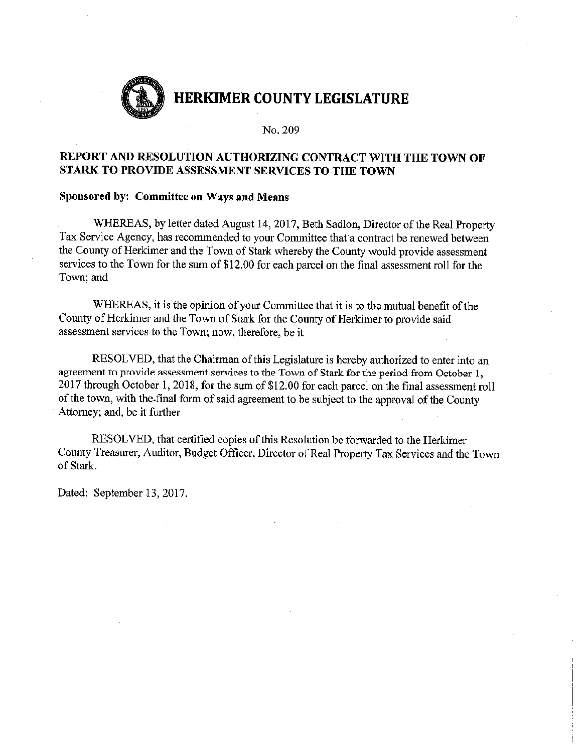# HERKIMER COUNTY LEGISLATURE

No. 209

## REPORT AND RESOLUTION AUTHORIZING CONTRACT WITH THE TOWN OF STARK TO PROVIDE ASSESSMENT SERVICES TO THE TOWN

**Sponsored by: Committee on Ways and Means**

WHEREAS, by letter dated August 14, 2017, Beth Sadlon, Director of the Real Property Tax Service Agency, has recommended to your Committee that a contract be renewed between the County of Herkimer and the Town of Stark whereby the County would provide assessment services to the Town for the sum of $12.00 for each parcel on the final assessment roll for the Town; and

WHEREAS, it is the opinion of your Committee that it is to the mutual benefit of the County of Herkimer and the Town of Stark for the County of Herkimer to provide said assessment services to the Town; now, therefore, be it

RESOLVED, that the Chairman of this Legislature is hereby authorized to enter into an agreement to provide assessment services to the Town of Stark for the period from October 1, 2017 through October 1, 2018, for the sum of $12.00 for each parcel on the final assessment roll of the town, with the final form of said agreement to be subject to the approval of the County Attorney; and, be it further

RESOLVED, that certified copies of this Resolution be forwarded to the Herkimer County Treasurer, Auditor, Budget Officer, Director of Real Property Tax Services and the Town of Stark.

Dated: September 13, 2017.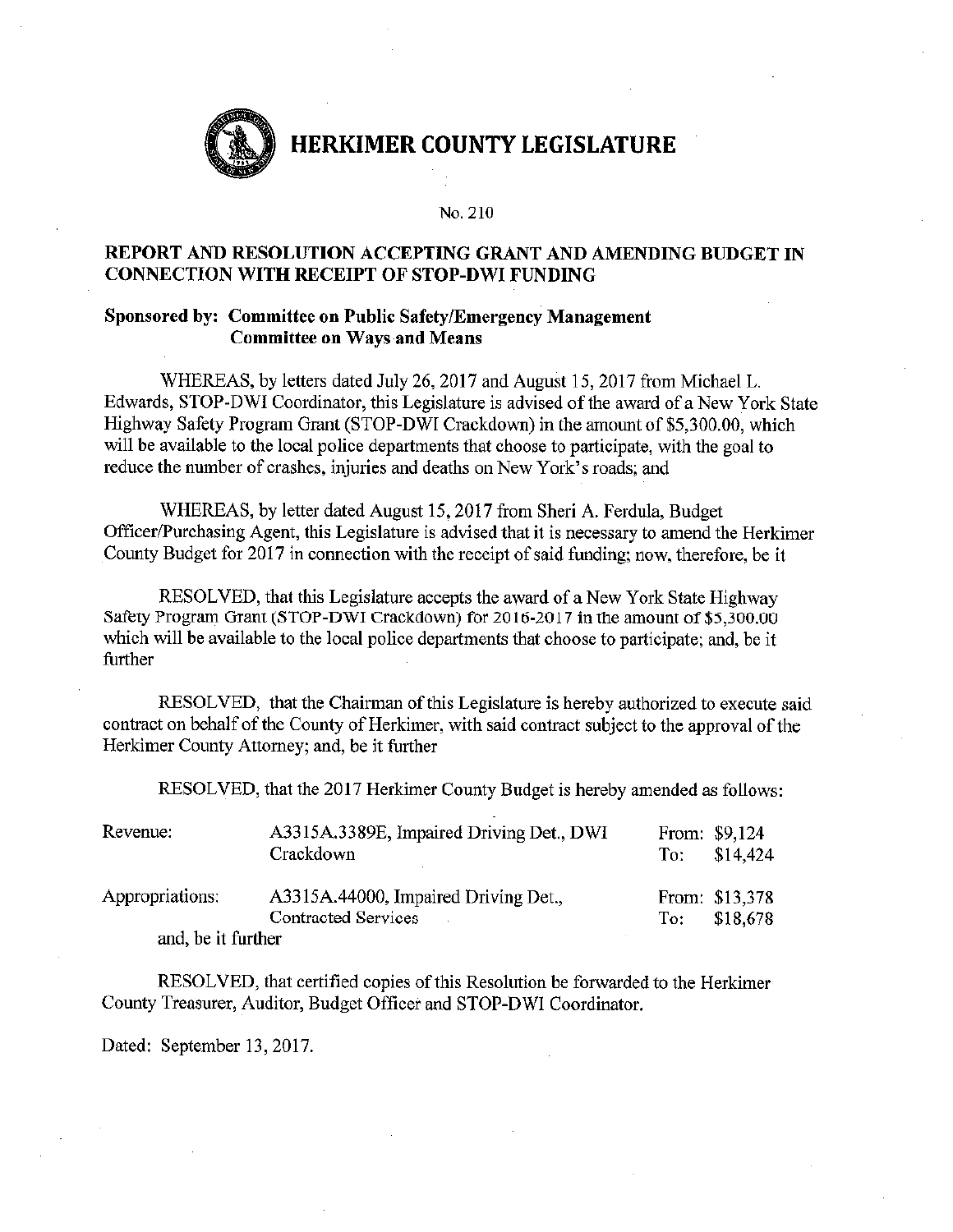# HERKIMER COUNTY LEGISLATURE

No. 210

## REPORT AND RESOLUTION ACCEPTING GRANT AND AMENDING BUDGET IN CONNECTION WITH RECEIPT OF STOP-DWI FUNDING

**Sponsored by: Committee on Public Safety/Emergency Management**
**Committee on Ways and Means**

WHEREAS, by letters dated July 26, 2017 and August 15, 2017 from Michael L. Edwards, STOP-DWI Coordinator, this Legislature is advised of the award of a New York State Highway Safety Program Grant (STOP-DWI Crackdown) in the amount of $5,300.00, which will be available to the local police departments that choose to participate, with the goal to reduce the number of crashes, injuries and deaths on New York's roads; and

WHEREAS, by letter dated August 15, 2017 from Sheri A. Ferdula, Budget Officer/Purchasing Agent, this Legislature is advised that it is necessary to amend the Herkimer County Budget for 2017 in connection with the receipt of said funding; now, therefore, be it

RESOLVED, that this Legislature accepts the award of a New York State Highway Safety Program Grant (STOP-DWI Crackdown) for 2016-2017 in the amount of $5,300.00 which will be available to the local police departments that choose to participate; and, be it further

RESOLVED, that the Chairman of this Legislature is hereby authorized to execute said contract on behalf of the County of Herkimer, with said contract subject to the approval of the Herkimer County Attorney; and, be it further

RESOLVED, that the 2017 Herkimer County Budget is hereby amended as follows:

| | | | |
|---|---|---|---|
| Revenue: | A3315A.3389E, Impaired Driving Det., DWI Crackdown | From: To: | $9,124 $14,424 |
| Appropriations: | A3315A.44000, Impaired Driving Det., Contracted Services | From: To: | $13,378 $18,678 |

and, be it further

RESOLVED, that certified copies of this Resolution be forwarded to the Herkimer County Treasurer, Auditor, Budget Officer and STOP-DWI Coordinator.

Dated: September 13, 2017.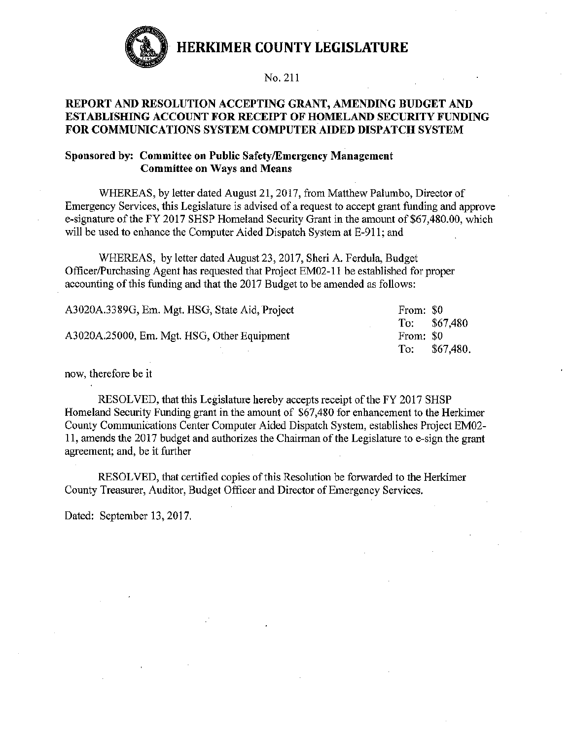# HERKIMER COUNTY LEGISLATURE

No. 211

## REPORT AND RESOLUTION ACCEPTING GRANT, AMENDING BUDGET AND ESTABLISHING ACCOUNT FOR RECEIPT OF HOMELAND SECURITY FUNDING FOR COMMUNICATIONS SYSTEM COMPUTER AIDED DISPATCH SYSTEM

**Sponsored by: Committee on Public Safety/Emergency Management**
**Committee on Ways and Means**

WHEREAS, by letter dated August 21, 2017, from Matthew Palumbo, Director of Emergency Services, this Legislature is advised of a request to accept grant funding and approve e-signature of the FY 2017 SHSP Homeland Security Grant in the amount of $67,480.00, which will be used to enhance the Computer Aided Dispatch System at E-911; and

WHEREAS, by letter dated August 23, 2017, Sheri A. Ferdula, Budget Officer/Purchasing Agent has requested that Project EM02-11 be established for proper accounting of this funding and that the 2017 Budget to be amended as follows:

| | |
|---|---|
| A3020A.3389G, Em. Mgt. HSG, State Aid, Project | From: $0 |
| | To: $67,480 |
| A3020A.25000, Em. Mgt. HSG, Other Equipment | From: $0 |
| | To: $67,480. |

now, therefore be it

RESOLVED, that this Legislature hereby accepts receipt of the FY 2017 SHSP Homeland Security Funding grant in the amount of $67,480 for enhancement to the Herkimer County Communications Center Computer Aided Dispatch System, establishes Project EM02-11, amends the 2017 budget and authorizes the Chairman of the Legislature to e-sign the grant agreement; and, be it further

RESOLVED, that certified copies of this Resolution be forwarded to the Herkimer County Treasurer, Auditor, Budget Officer and Director of Emergency Services.

Dated: September 13, 2017.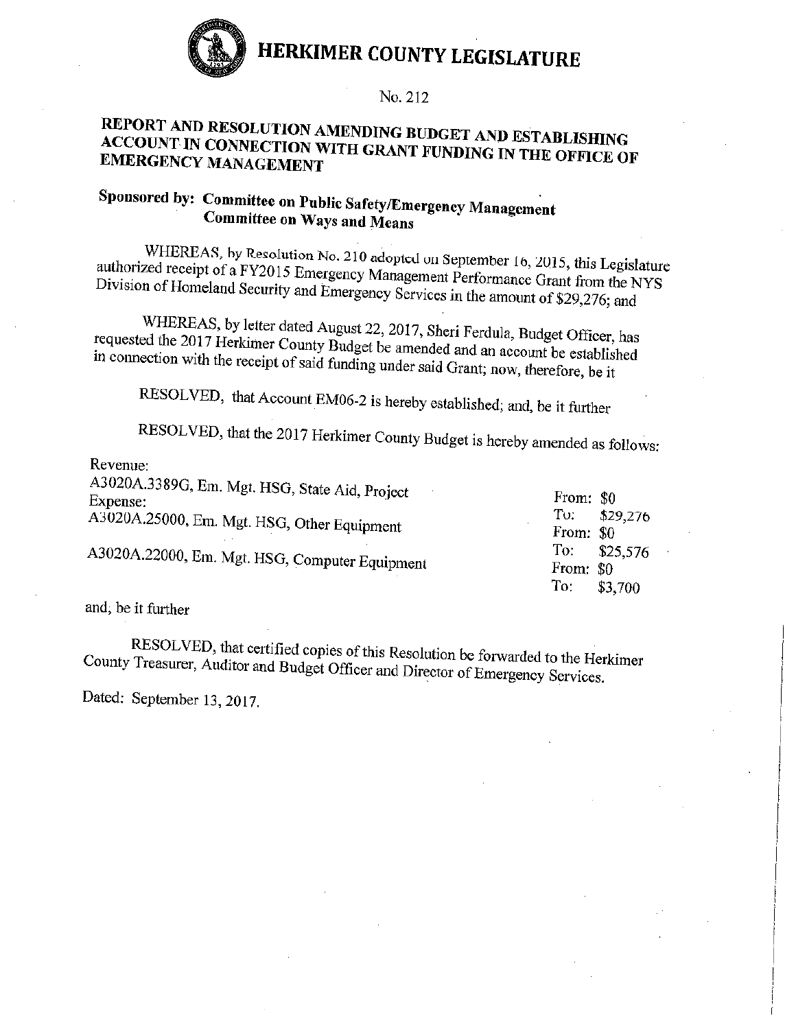# HERKIMER COUNTY LEGISLATURE

No. 212

## REPORT AND RESOLUTION AMENDING BUDGET AND ESTABLISHING ACCOUNT IN CONNECTION WITH GRANT FUNDING IN THE OFFICE OF EMERGENCY MANAGEMENT

**Sponsored by: Committee on Public Safety/Emergency Management**
**Committee on Ways and Means**

WHEREAS, by Resolution No. 210 adopted on September 16, 2015, this Legislature authorized receipt of a FY2015 Emergency Management Performance Grant from the NYS Division of Homeland Security and Emergency Services in the amount of $29,276; and

WHEREAS, by letter dated August 22, 2017, Sheri Ferdula, Budget Officer, has requested the 2017 Herkimer County Budget be amended and an account be established in connection with the receipt of said funding under said Grant; now, therefore, be it

RESOLVED, that Account EM06-2 is hereby established; and, be it further

RESOLVED, that the 2017 Herkimer County Budget is hereby amended as follows:

Revenue:
A3020A.3389G, Em. Mgt. HSG, State Aid, Project — From: $0 To: $29,276

Expense:
A3020A.25000, Em. Mgt. HSG, Other Equipment — From: $0 To: $25,576

A3020A.22000, Em. Mgt. HSG, Computer Equipment — From: $0 To: $3,700

and, be it further

RESOLVED, that certified copies of this Resolution be forwarded to the Herkimer County Treasurer, Auditor and Budget Officer and Director of Emergency Services.

Dated: September 13, 2017.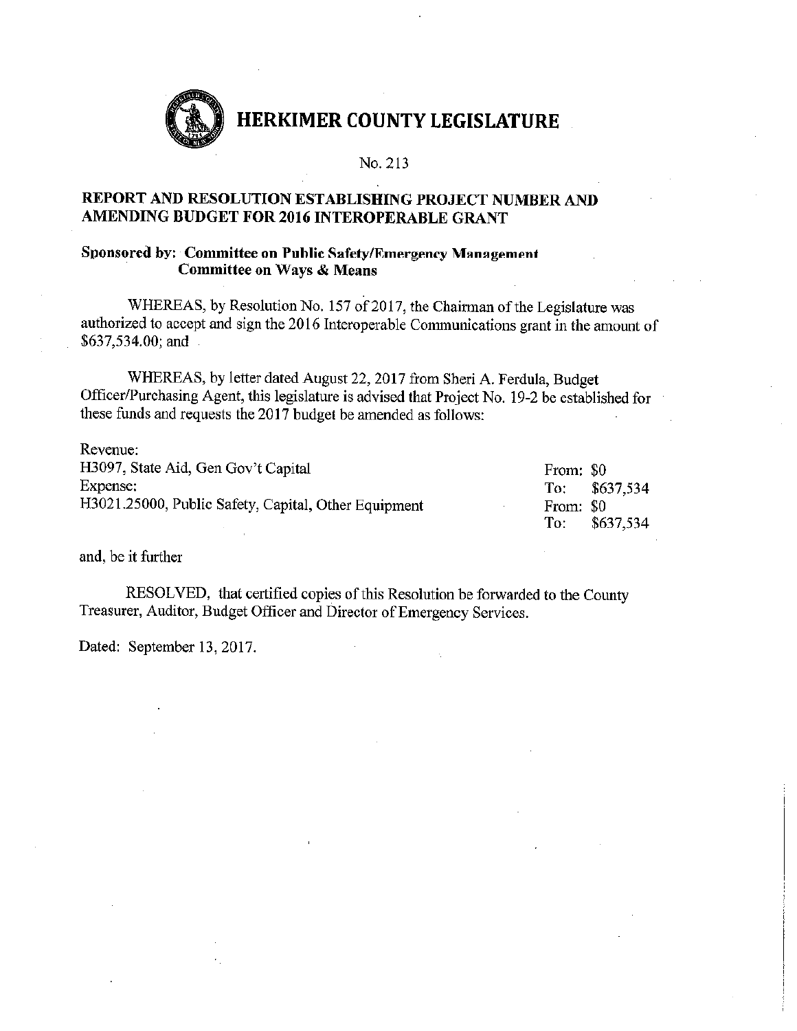# HERKIMER COUNTY LEGISLATURE

No. 213

## REPORT AND RESOLUTION ESTABLISHING PROJECT NUMBER AND AMENDING BUDGET FOR 2016 INTEROPERABLE GRANT

**Sponsored by: Committee on Public Safety/Emergency Management**
**Committee on Ways & Means**

WHEREAS, by Resolution No. 157 of 2017, the Chairman of the Legislature was authorized to accept and sign the 2016 Interoperable Communications grant in the amount of $637,534.00; and

WHEREAS, by letter dated August 22, 2017 from Sheri A. Ferdula, Budget Officer/Purchasing Agent, this legislature is advised that Project No. 19-2 be established for these funds and requests the 2017 budget be amended as follows:

| | |
|---|---|
| Revenue: | |
| H3097, State Aid, Gen Gov't Capital | From: $0 |
| | To: $637,534 |
| Expense: | |
| H3021.25000, Public Safety, Capital, Other Equipment | From: $0 |
| | To: $637,534 |

and, be it further

RESOLVED, that certified copies of this Resolution be forwarded to the County Treasurer, Auditor, Budget Officer and Director of Emergency Services.

Dated: September 13, 2017.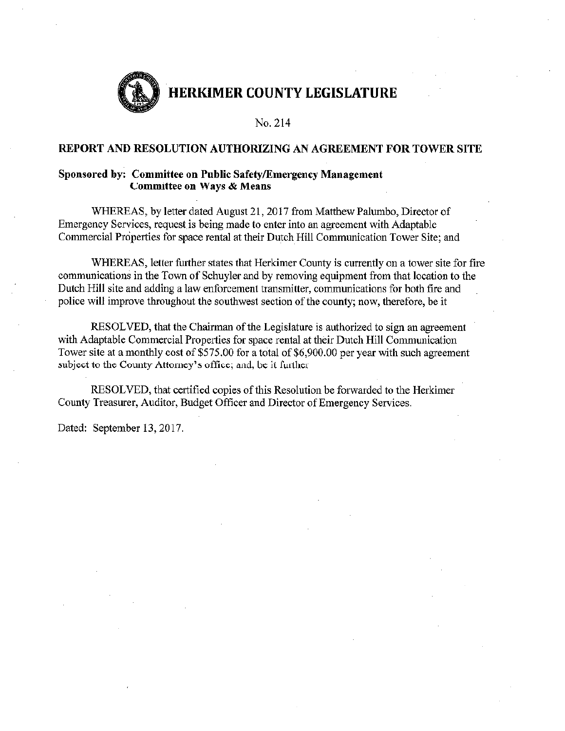# HERKIMER COUNTY LEGISLATURE

No. 214

## REPORT AND RESOLUTION AUTHORIZING AN AGREEMENT FOR TOWER SITE

**Sponsored by: Committee on Public Safety/Emergency Management**
**Committee on Ways & Means**

WHEREAS, by letter dated August 21, 2017 from Matthew Palumbo, Director of Emergency Services, request is being made to enter into an agreement with Adaptable Commercial Properties for space rental at their Dutch Hill Communication Tower Site; and

WHEREAS, letter further states that Herkimer County is currently on a tower site for fire communications in the Town of Schuyler and by removing equipment from that location to the Dutch Hill site and adding a law enforcement transmitter, communications for both fire and police will improve throughout the southwest section of the county; now, therefore, be it

RESOLVED, that the Chairman of the Legislature is authorized to sign an agreement with Adaptable Commercial Properties for space rental at their Dutch Hill Communication Tower site at a monthly cost of $575.00 for a total of $6,900.00 per year with such agreement subject to the County Attorney's office; and, be it further

RESOLVED, that certified copies of this Resolution be forwarded to the Herkimer County Treasurer, Auditor, Budget Officer and Director of Emergency Services.

Dated: September 13, 2017.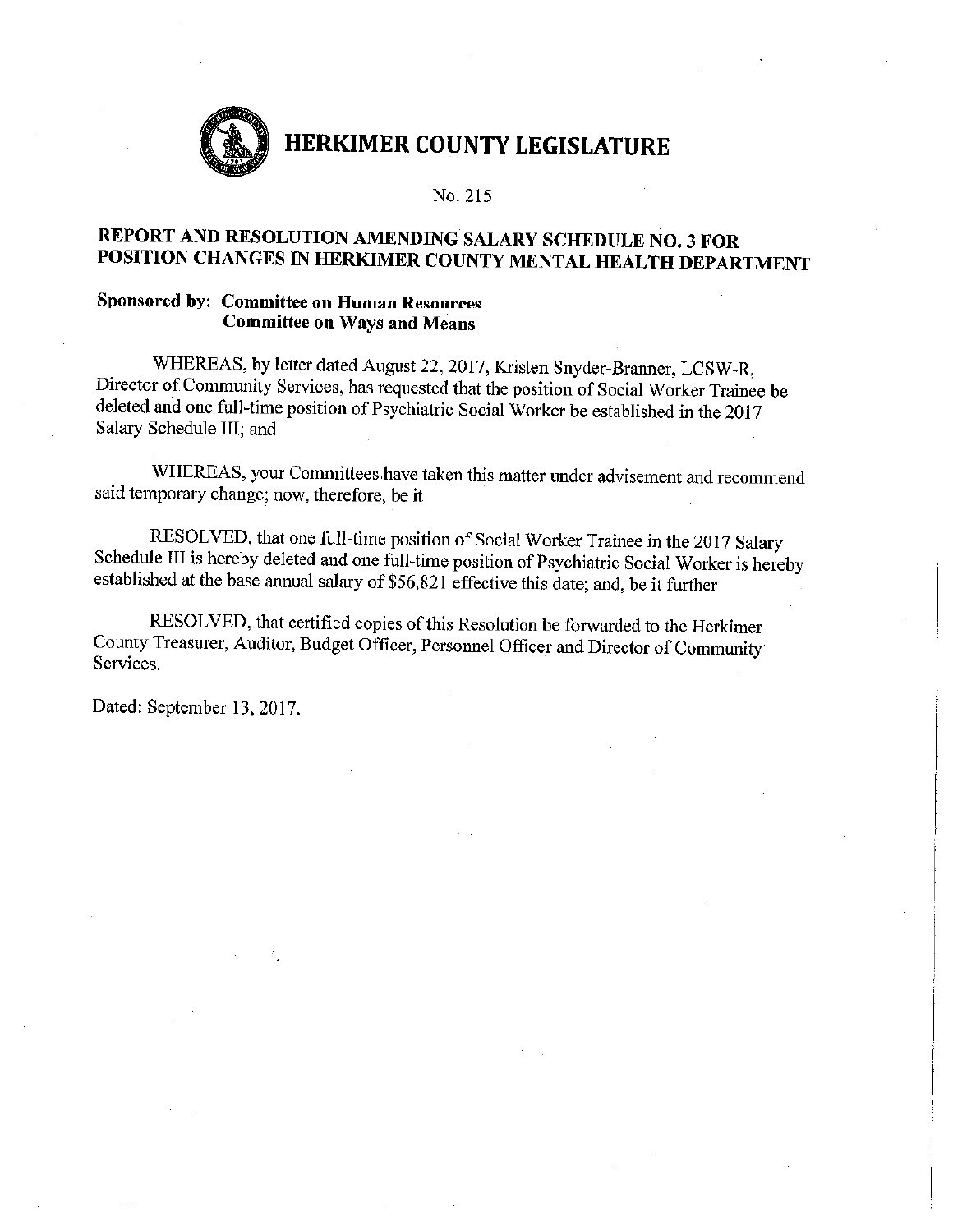# HERKIMER COUNTY LEGISLATURE

No. 215

## REPORT AND RESOLUTION AMENDING SALARY SCHEDULE NO. 3 FOR POSITION CHANGES IN HERKIMER COUNTY MENTAL HEALTH DEPARTMENT

**Sponsored by: Committee on Human Resources**
**Committee on Ways and Means**

WHEREAS, by letter dated August 22, 2017, Kristen Snyder-Branner, LCSW-R, Director of Community Services, has requested that the position of Social Worker Trainee be deleted and one full-time position of Psychiatric Social Worker be established in the 2017 Salary Schedule III; and

WHEREAS, your Committees have taken this matter under advisement and recommend said temporary change; now, therefore, be it

RESOLVED, that one full-time position of Social Worker Trainee in the 2017 Salary Schedule III is hereby deleted and one full-time position of Psychiatric Social Worker is hereby established at the base annual salary of $56,821 effective this date; and, be it further

RESOLVED, that certified copies of this Resolution be forwarded to the Herkimer County Treasurer, Auditor, Budget Officer, Personnel Officer and Director of Community Services.

Dated: September 13, 2017.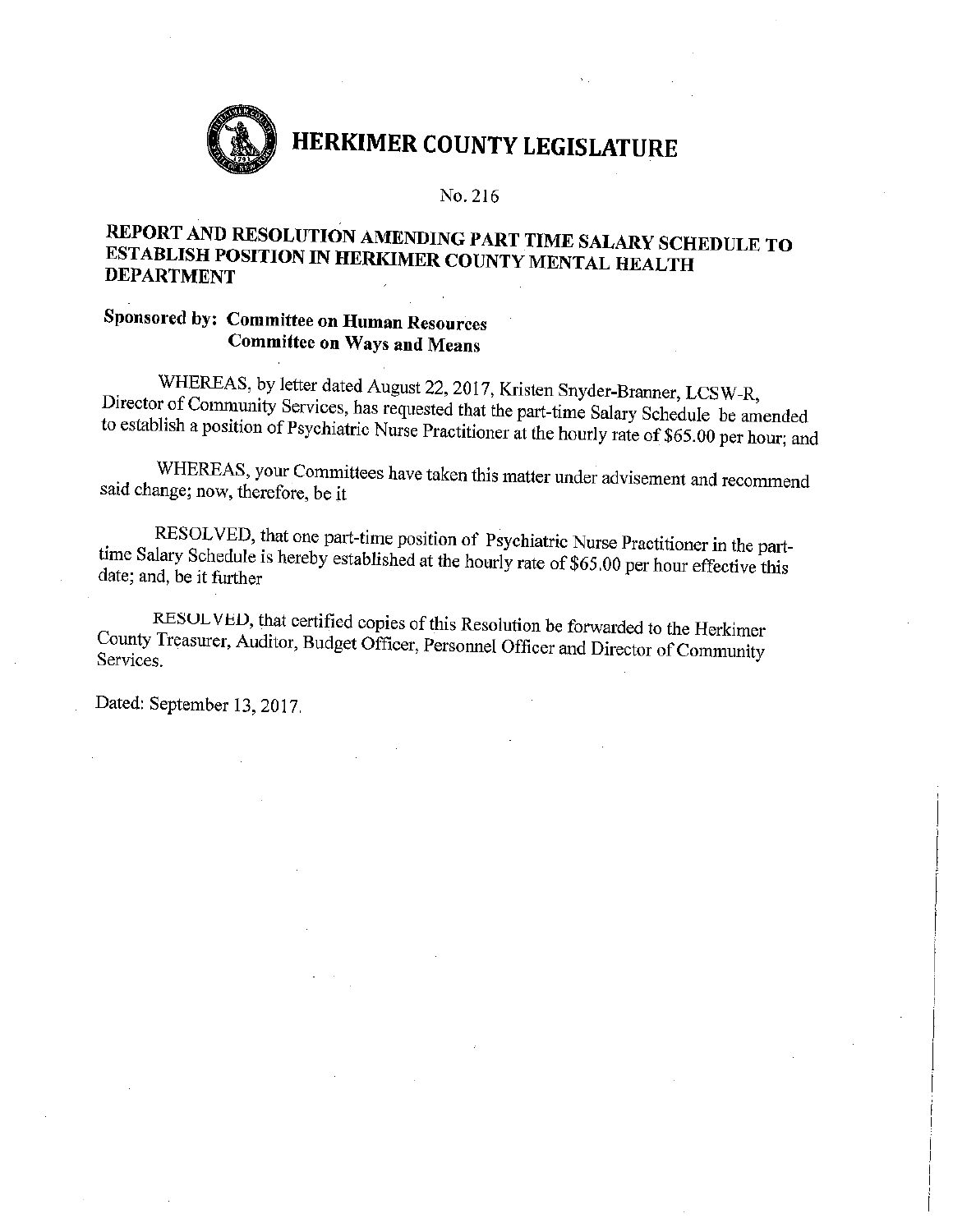# HERKIMER COUNTY LEGISLATURE

No. 216

## REPORT AND RESOLUTION AMENDING PART TIME SALARY SCHEDULE TO ESTABLISH POSITION IN HERKIMER COUNTY MENTAL HEALTH DEPARTMENT

**Sponsored by: Committee on Human Resources**
**Committee on Ways and Means**

WHEREAS, by letter dated August 22, 2017, Kristen Snyder-Branner, LCSW-R, Director of Community Services, has requested that the part-time Salary Schedule be amended to establish a position of Psychiatric Nurse Practitioner at the hourly rate of $65.00 per hour; and

WHEREAS, your Committees have taken this matter under advisement and recommend said change; now, therefore, be it

RESOLVED, that one part-time position of Psychiatric Nurse Practitioner in the part-time Salary Schedule is hereby established at the hourly rate of $65.00 per hour effective this date; and, be it further

RESOLVED, that certified copies of this Resolution be forwarded to the Herkimer County Treasurer, Auditor, Budget Officer, Personnel Officer and Director of Community Services.

Dated: September 13, 2017.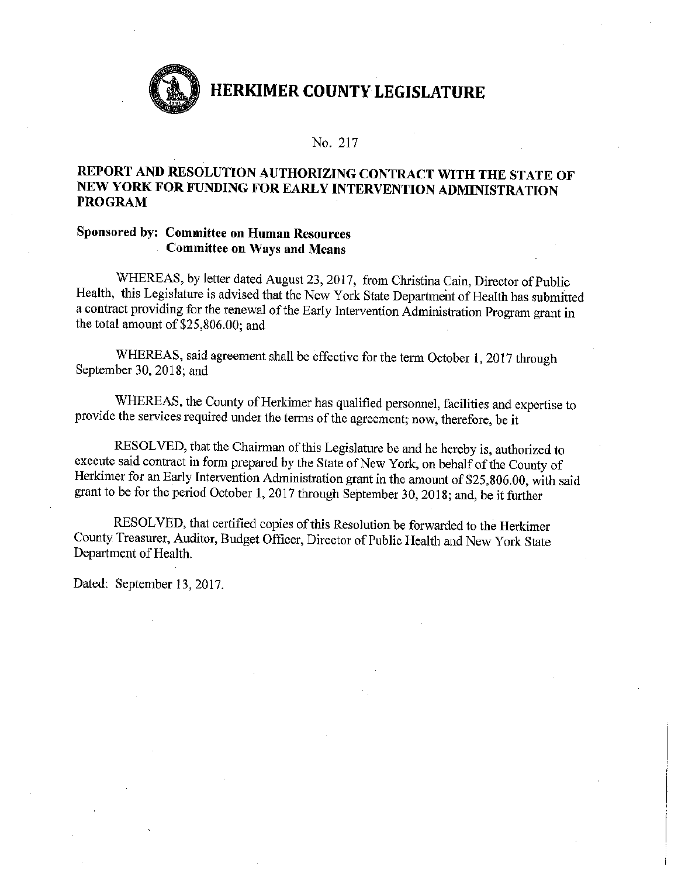# HERKIMER COUNTY LEGISLATURE

No. 217

## REPORT AND RESOLUTION AUTHORIZING CONTRACT WITH THE STATE OF NEW YORK FOR FUNDING FOR EARLY INTERVENTION ADMINISTRATION PROGRAM

**Sponsored by: Committee on Human Resources**
**Committee on Ways and Means**

WHEREAS, by letter dated August 23, 2017, from Christina Cain, Director of Public Health, this Legislature is advised that the New York State Department of Health has submitted a contract providing for the renewal of the Early Intervention Administration Program grant in the total amount of $25,806.00; and

WHEREAS, said agreement shall be effective for the term October 1, 2017 through September 30, 2018; and

WHEREAS, the County of Herkimer has qualified personnel, facilities and expertise to provide the services required under the terms of the agreement; now, therefore, be it

RESOLVED, that the Chairman of this Legislature be and he hereby is, authorized to execute said contract in form prepared by the State of New York, on behalf of the County of Herkimer for an Early Intervention Administration grant in the amount of $25,806.00, with said grant to be for the period October 1, 2017 through September 30, 2018; and, be it further

RESOLVED, that certified copies of this Resolution be forwarded to the Herkimer County Treasurer, Auditor, Budget Officer, Director of Public Health and New York State Department of Health.

Dated: September 13, 2017.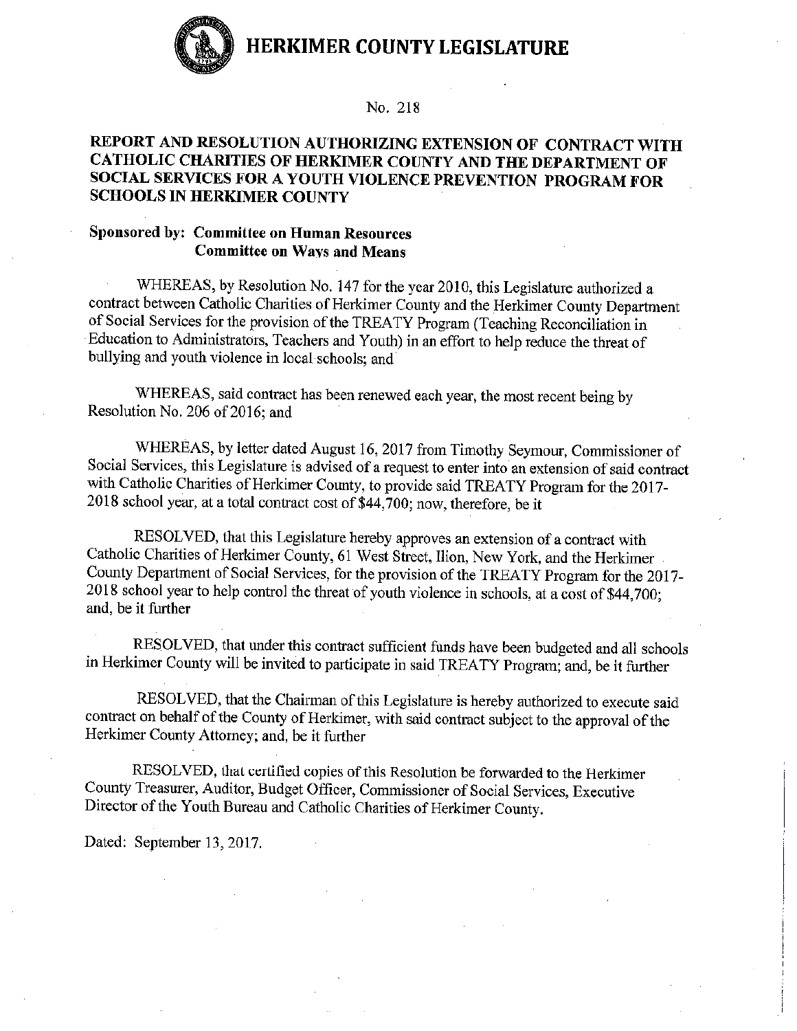# HERKIMER COUNTY LEGISLATURE

No. 218

## REPORT AND RESOLUTION AUTHORIZING EXTENSION OF CONTRACT WITH CATHOLIC CHARITIES OF HERKIMER COUNTY AND THE DEPARTMENT OF SOCIAL SERVICES FOR A YOUTH VIOLENCE PREVENTION PROGRAM FOR SCHOOLS IN HERKIMER COUNTY

**Sponsored by: Committee on Human Resources**
**Committee on Ways and Means**

WHEREAS, by Resolution No. 147 for the year 2010, this Legislature authorized a contract between Catholic Charities of Herkimer County and the Herkimer County Department of Social Services for the provision of the TREATY Program (Teaching Reconciliation in Education to Administrators, Teachers and Youth) in an effort to help reduce the threat of bullying and youth violence in local schools; and

WHEREAS, said contract has been renewed each year, the most recent being by Resolution No. 206 of 2016; and

WHEREAS, by letter dated August 16, 2017 from Timothy Seymour, Commissioner of Social Services, this Legislature is advised of a request to enter into an extension of said contract with Catholic Charities of Herkimer County, to provide said TREATY Program for the 2017-2018 school year, at a total contract cost of $44,700; now, therefore, be it

RESOLVED, that this Legislature hereby approves an extension of a contract with Catholic Charities of Herkimer County, 61 West Street, Ilion, New York, and the Herkimer County Department of Social Services, for the provision of the TREATY Program for the 2017-2018 school year to help control the threat of youth violence in schools, at a cost of $44,700; and, be it further

RESOLVED, that under this contract sufficient funds have been budgeted and all schools in Herkimer County will be invited to participate in said TREATY Program; and, be it further

RESOLVED, that the Chairman of this Legislature is hereby authorized to execute said contract on behalf of the County of Herkimer, with said contract subject to the approval of the Herkimer County Attorney; and, be it further

RESOLVED, that certified copies of this Resolution be forwarded to the Herkimer County Treasurer, Auditor, Budget Officer, Commissioner of Social Services, Executive Director of the Youth Bureau and Catholic Charities of Herkimer County.

Dated: September 13, 2017.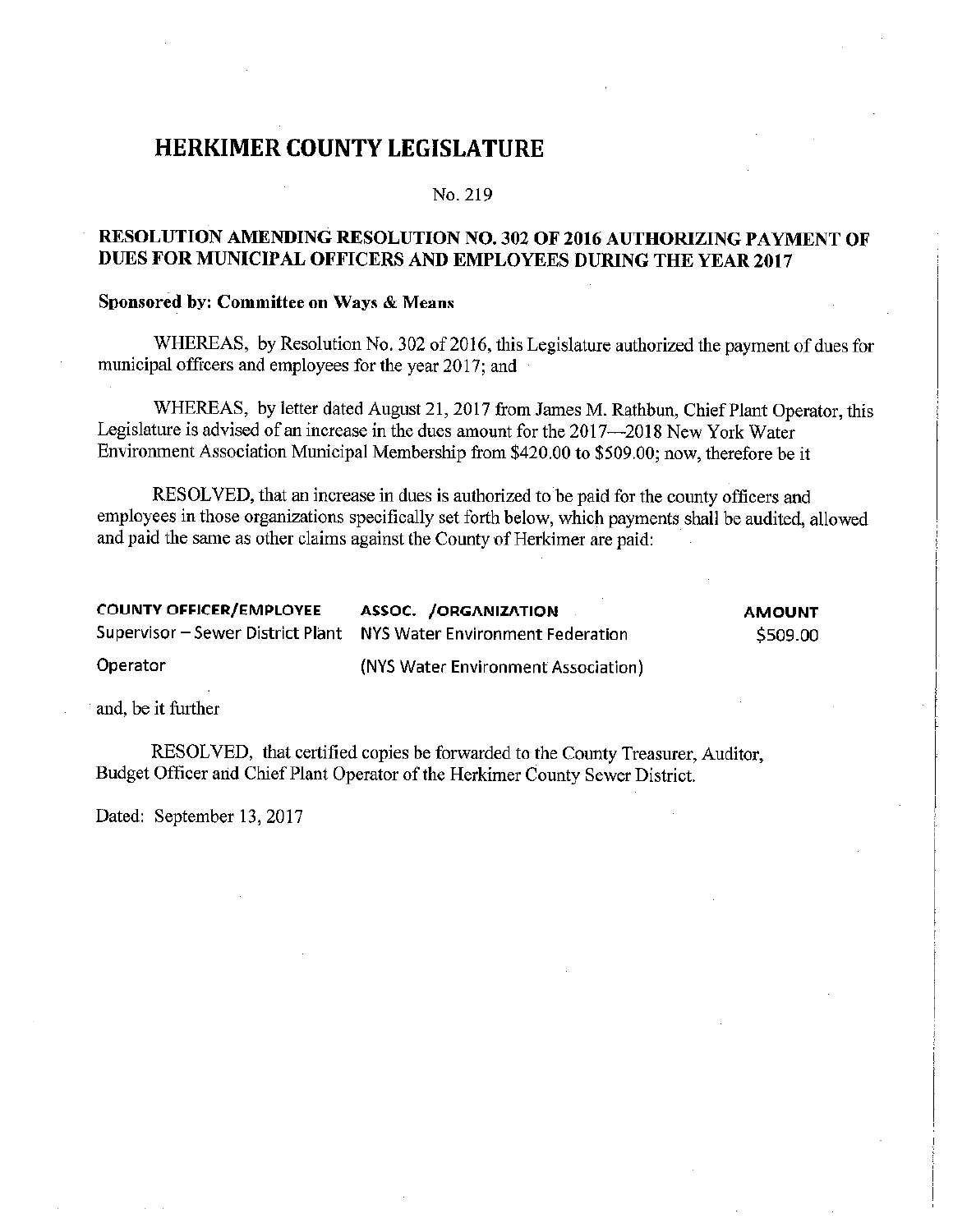# HERKIMER COUNTY LEGISLATURE

No. 219

**RESOLUTION AMENDING RESOLUTION NO. 302 OF 2016 AUTHORIZING PAYMENT OF DUES FOR MUNICIPAL OFFICERS AND EMPLOYEES DURING THE YEAR 2017**

**Sponsored by: Committee on Ways & Means**

WHEREAS, by Resolution No. 302 of 2016, this Legislature authorized the payment of dues for municipal officers and employees for the year 2017; and

WHEREAS, by letter dated August 21, 2017 from James M. Rathbun, Chief Plant Operator, this Legislature is advised of an increase in the dues amount for the 2017—2018 New York Water Environment Association Municipal Membership from $420.00 to $509.00; now, therefore be it

RESOLVED, that an increase in dues is authorized to be paid for the county officers and employees in those organizations specifically set forth below, which payments shall be audited, allowed and paid the same as other claims against the County of Herkimer are paid:

| COUNTY OFFICER/EMPLOYEE | ASSOC. /ORGANIZATION | AMOUNT |
|---|---|---|
| Supervisor – Sewer District Plant Operator | NYS Water Environment Federation (NYS Water Environment Association) | $509.00 |

and, be it further

RESOLVED, that certified copies be forwarded to the County Treasurer, Auditor, Budget Officer and Chief Plant Operator of the Herkimer County Sewer District.

Dated: September 13, 2017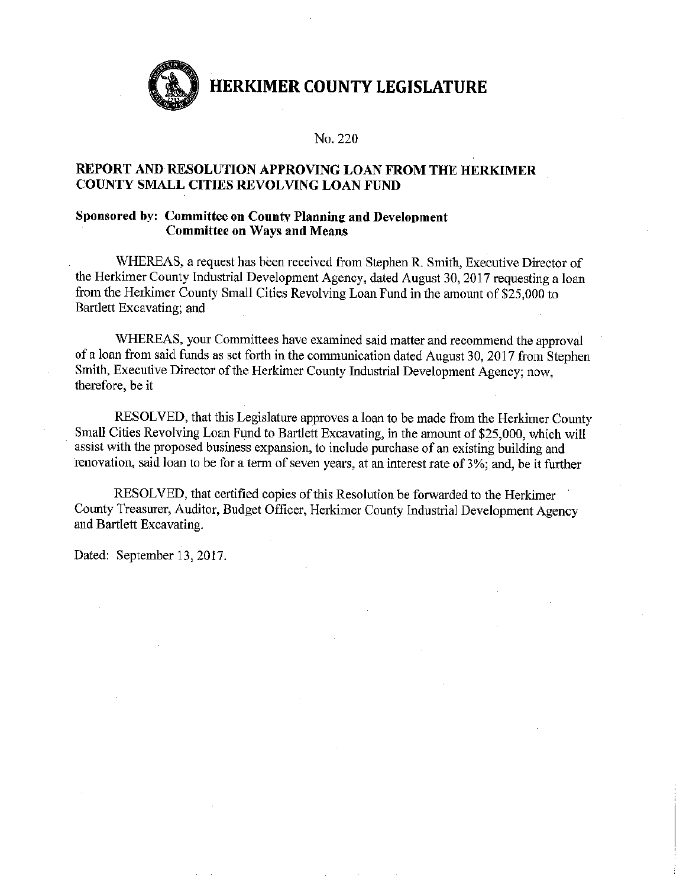# HERKIMER COUNTY LEGISLATURE

No. 220

## REPORT AND RESOLUTION APPROVING LOAN FROM THE HERKIMER COUNTY SMALL CITIES REVOLVING LOAN FUND

**Sponsored by: Committee on County Planning and Development**
**Committee on Ways and Means**

WHEREAS, a request has been received from Stephen R. Smith, Executive Director of the Herkimer County Industrial Development Agency, dated August 30, 2017 requesting a loan from the Herkimer County Small Cities Revolving Loan Fund in the amount of $25,000 to Bartlett Excavating; and

WHEREAS, your Committees have examined said matter and recommend the approval of a loan from said funds as set forth in the communication dated August 30, 2017 from Stephen Smith, Executive Director of the Herkimer County Industrial Development Agency; now, therefore, be it

RESOLVED, that this Legislature approves a loan to be made from the Herkimer County Small Cities Revolving Loan Fund to Bartlett Excavating, in the amount of $25,000, which will assist with the proposed business expansion, to include purchase of an existing building and renovation, said loan to be for a term of seven years, at an interest rate of 3%; and, be it further

RESOLVED, that certified copies of this Resolution be forwarded to the Herkimer County Treasurer, Auditor, Budget Officer, Herkimer County Industrial Development Agency and Bartlett Excavating.

Dated: September 13, 2017.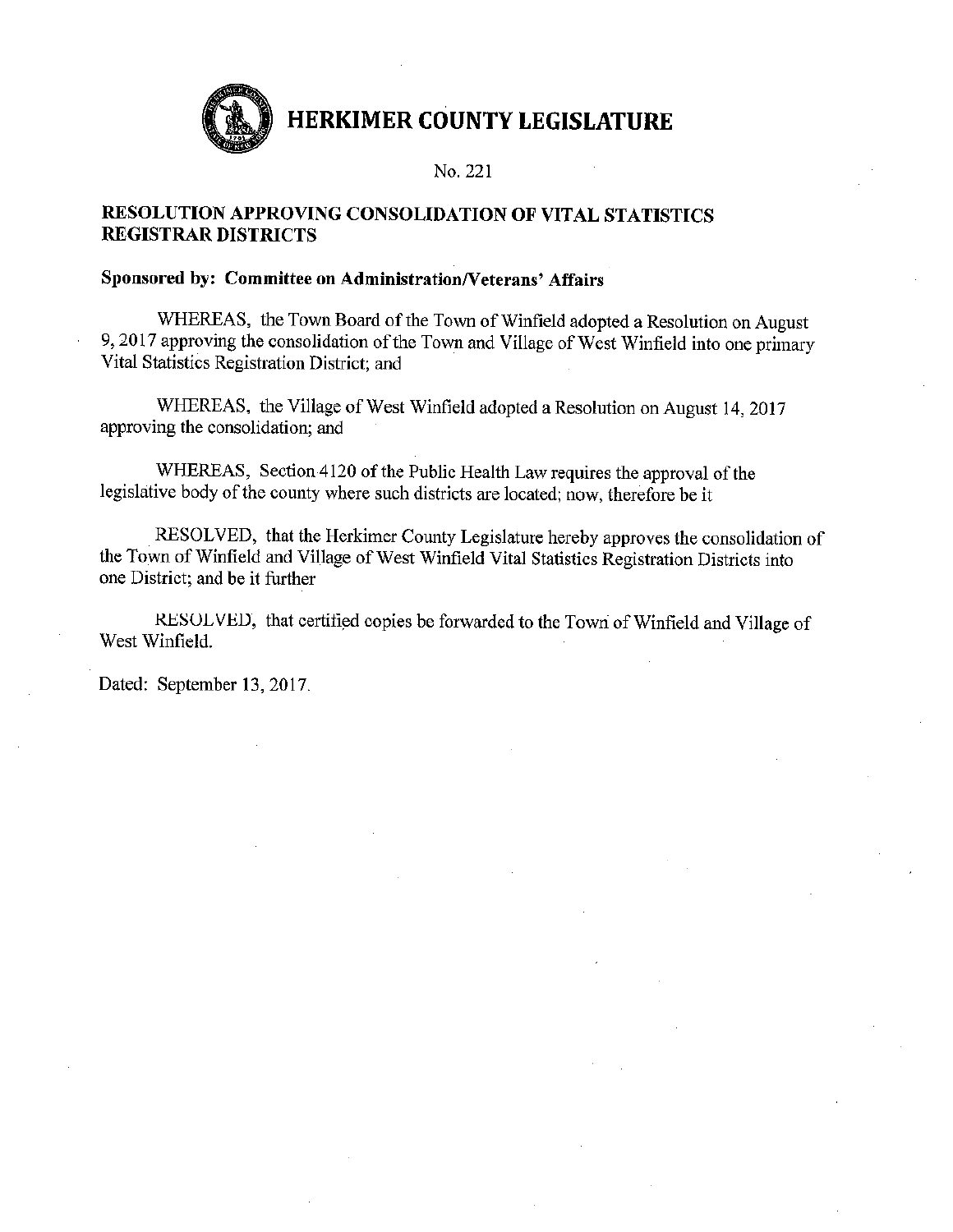# HERKIMER COUNTY LEGISLATURE

No. 221

## RESOLUTION APPROVING CONSOLIDATION OF VITAL STATISTICS REGISTRAR DISTRICTS

**Sponsored by: Committee on Administration/Veterans' Affairs**

WHEREAS, the Town Board of the Town of Winfield adopted a Resolution on August 9, 2017 approving the consolidation of the Town and Village of West Winfield into one primary Vital Statistics Registration District; and

WHEREAS, the Village of West Winfield adopted a Resolution on August 14, 2017 approving the consolidation; and

WHEREAS, Section 4120 of the Public Health Law requires the approval of the legislative body of the county where such districts are located; now, therefore be it

RESOLVED, that the Herkimer County Legislature hereby approves the consolidation of the Town of Winfield and Village of West Winfield Vital Statistics Registration Districts into one District; and be it further

RESOLVED, that certified copies be forwarded to the Town of Winfield and Village of West Winfield.

Dated: September 13, 2017.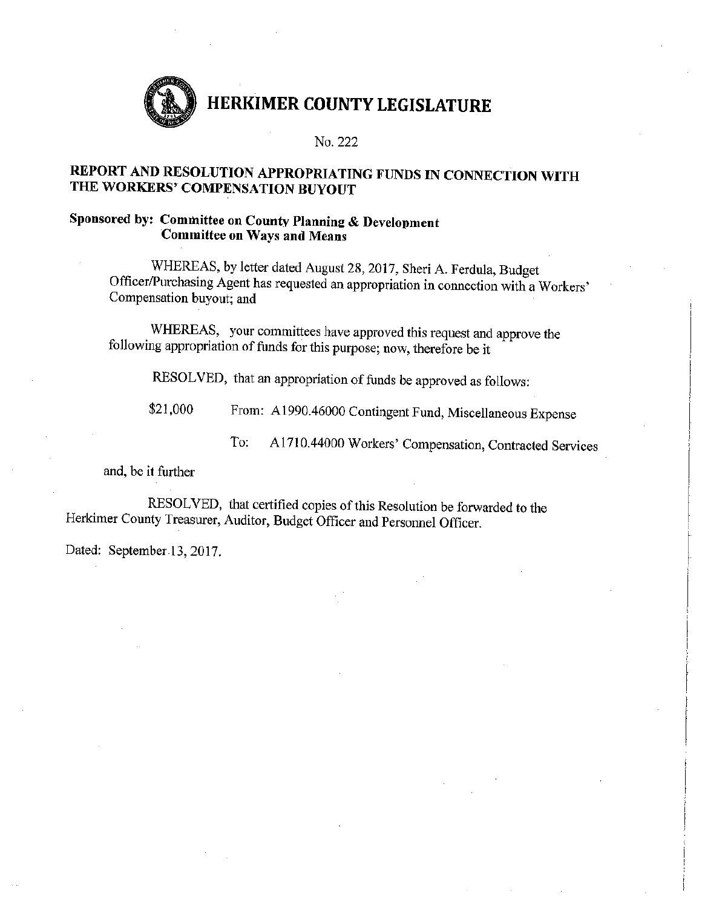# HERKIMER COUNTY LEGISLATURE

No. 222

## REPORT AND RESOLUTION APPROPRIATING FUNDS IN CONNECTION WITH THE WORKERS' COMPENSATION BUYOUT

**Sponsored by: Committee on County Planning & Development**
**Committee on Ways and Means**

WHEREAS, by letter dated August 28, 2017, Sheri A. Ferdula, Budget Officer/Purchasing Agent has requested an appropriation in connection with a Workers' Compensation buyout; and

WHEREAS, your committees have approved this request and approve the following appropriation of funds for this purpose; now, therefore be it

RESOLVED, that an appropriation of funds be approved as follows:

$21,000 From: A1990.46000 Contingent Fund, Miscellaneous Expense

To: A1710.44000 Workers' Compensation, Contracted Services

and, be it further

RESOLVED, that certified copies of this Resolution be forwarded to the Herkimer County Treasurer, Auditor, Budget Officer and Personnel Officer.

Dated: September 13, 2017.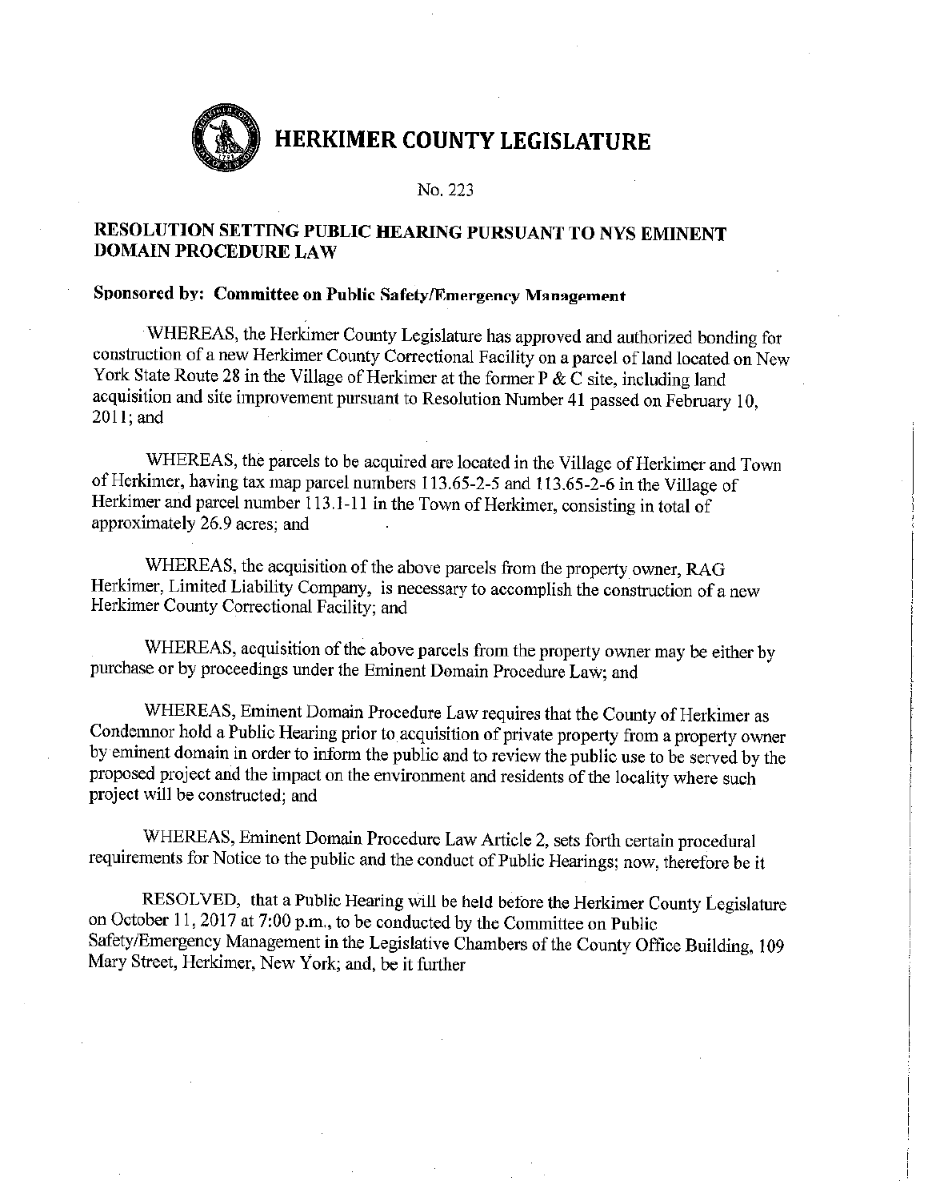# HERKIMER COUNTY LEGISLATURE

No. 223

## RESOLUTION SETTING PUBLIC HEARING PURSUANT TO NYS EMINENT DOMAIN PROCEDURE LAW

**Sponsored by: Committee on Public Safety/Emergency Management**

WHEREAS, the Herkimer County Legislature has approved and authorized bonding for construction of a new Herkimer County Correctional Facility on a parcel of land located on New York State Route 28 in the Village of Herkimer at the former P & C site, including land acquisition and site improvement pursuant to Resolution Number 41 passed on February 10, 2011; and

WHEREAS, the parcels to be acquired are located in the Village of Herkimer and Town of Herkimer, having tax map parcel numbers 113.65-2-5 and 113.65-2-6 in the Village of Herkimer and parcel number 113.1-11 in the Town of Herkimer, consisting in total of approximately 26.9 acres; and

WHEREAS, the acquisition of the above parcels from the property owner, RAG Herkimer, Limited Liability Company, is necessary to accomplish the construction of a new Herkimer County Correctional Facility; and

WHEREAS, acquisition of the above parcels from the property owner may be either by purchase or by proceedings under the Eminent Domain Procedure Law; and

WHEREAS, Eminent Domain Procedure Law requires that the County of Herkimer as Condemnor hold a Public Hearing prior to acquisition of private property from a property owner by eminent domain in order to inform the public and to review the public use to be served by the proposed project and the impact on the environment and residents of the locality where such project will be constructed; and

WHEREAS, Eminent Domain Procedure Law Article 2, sets forth certain procedural requirements for Notice to the public and the conduct of Public Hearings; now, therefore be it

RESOLVED, that a Public Hearing will be held before the Herkimer County Legislature on October 11, 2017 at 7:00 p.m., to be conducted by the Committee on Public Safety/Emergency Management in the Legislative Chambers of the County Office Building, 109 Mary Street, Herkimer, New York; and, be it further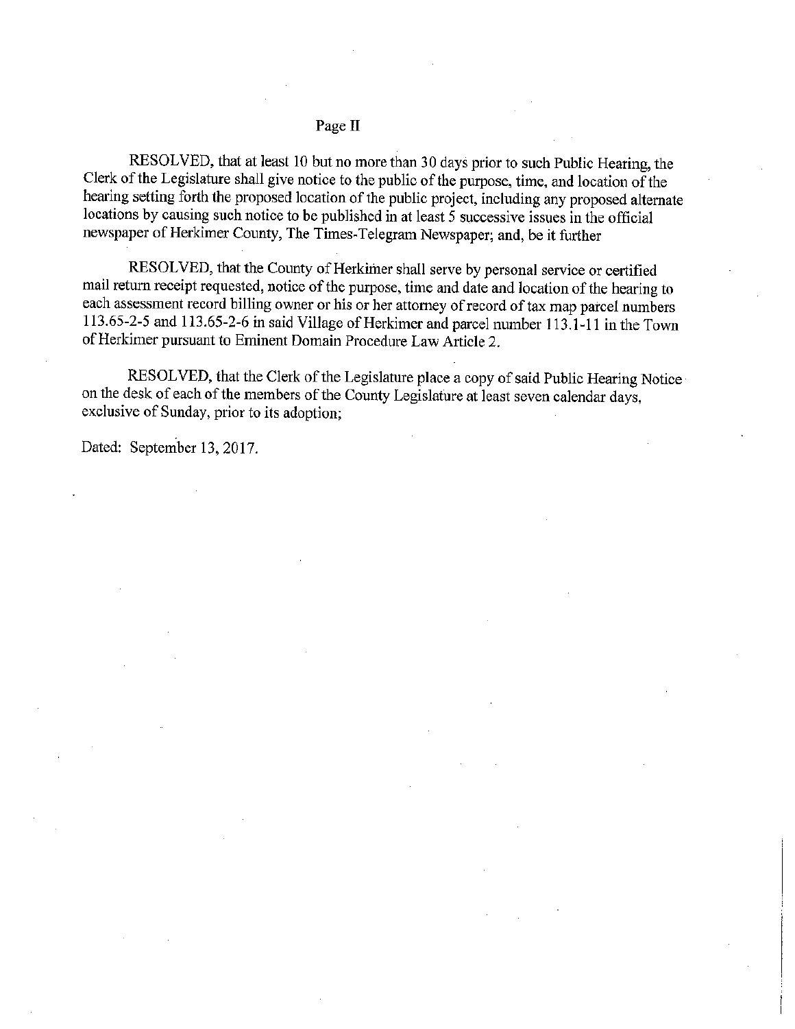Page II

RESOLVED, that at least 10 but no more than 30 days prior to such Public Hearing, the Clerk of the Legislature shall give notice to the public of the purpose, time, and location of the hearing setting forth the proposed location of the public project, including any proposed alternate locations by causing such notice to be published in at least 5 successive issues in the official newspaper of Herkimer County, The Times-Telegram Newspaper; and, be it further

RESOLVED, that the County of Herkimer shall serve by personal service or certified mail return receipt requested, notice of the purpose, time and date and location of the hearing to each assessment record billing owner or his or her attorney of record of tax map parcel numbers 113.65-2-5 and 113.65-2-6 in said Village of Herkimer and parcel number 113.1-11 in the Town of Herkimer pursuant to Eminent Domain Procedure Law Article 2.

RESOLVED, that the Clerk of the Legislature place a copy of said Public Hearing Notice on the desk of each of the members of the County Legislature at least seven calendar days, exclusive of Sunday, prior to its adoption;

Dated: September 13, 2017.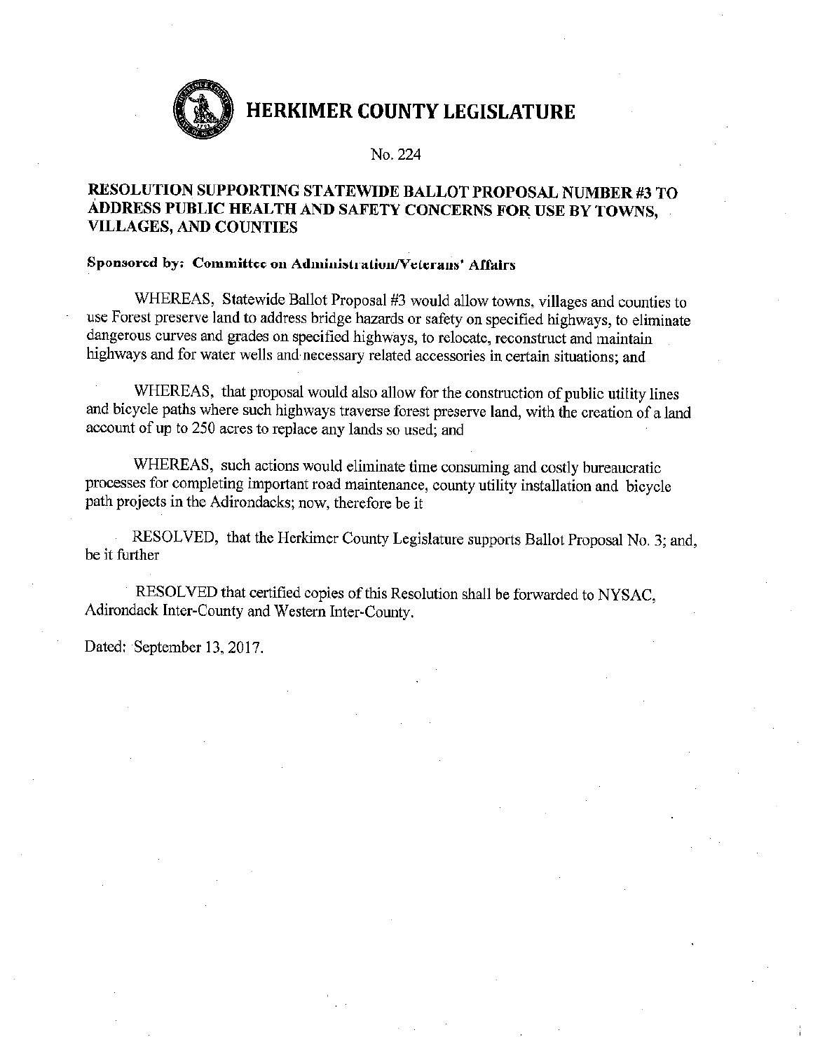# HERKIMER COUNTY LEGISLATURE

No. 224

## RESOLUTION SUPPORTING STATEWIDE BALLOT PROPOSAL NUMBER #3 TO ADDRESS PUBLIC HEALTH AND SAFETY CONCERNS FOR USE BY TOWNS, VILLAGES, AND COUNTIES

**Sponsored by: Committee on Administration/Veterans' Affairs**

WHEREAS, Statewide Ballot Proposal #3 would allow towns, villages and counties to use Forest preserve land to address bridge hazards or safety on specified highways, to eliminate dangerous curves and grades on specified highways, to relocate, reconstruct and maintain highways and for water wells and necessary related accessories in certain situations; and

WHEREAS, that proposal would also allow for the construction of public utility lines and bicycle paths where such highways traverse forest preserve land, with the creation of a land account of up to 250 acres to replace any lands so used; and

WHEREAS, such actions would eliminate time consuming and costly bureaucratic processes for completing important road maintenance, county utility installation and bicycle path projects in the Adirondacks; now, therefore be it

RESOLVED, that the Herkimer County Legislature supports Ballot Proposal No. 3; and, be it further

RESOLVED that certified copies of this Resolution shall be forwarded to NYSAC, Adirondack Inter-County and Western Inter-County.

Dated: September 13, 2017.